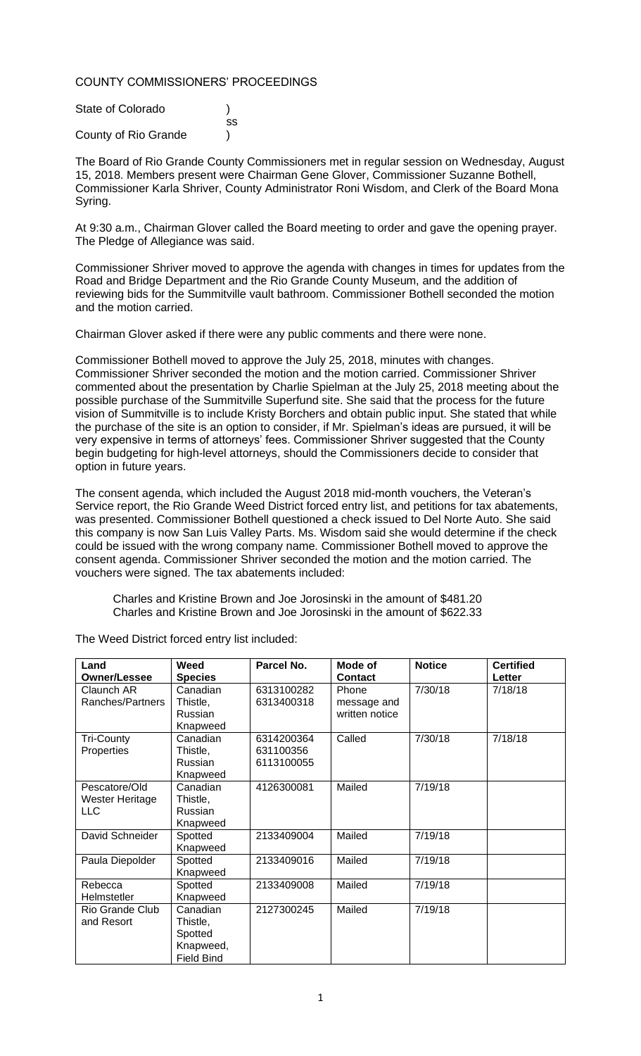COUNTY COMMISSIONERS' PROCEEDINGS

State of Colorado )
ss
County of Rio Grande )

The Board of Rio Grande County Commissioners met in regular session on Wednesday, August 15, 2018. Members present were Chairman Gene Glover, Commissioner Suzanne Bothell, Commissioner Karla Shriver, County Administrator Roni Wisdom, and Clerk of the Board Mona Syring.

At 9:30 a.m., Chairman Glover called the Board meeting to order and gave the opening prayer. The Pledge of Allegiance was said.

Commissioner Shriver moved to approve the agenda with changes in times for updates from the Road and Bridge Department and the Rio Grande County Museum, and the addition of reviewing bids for the Summitville vault bathroom. Commissioner Bothell seconded the motion and the motion carried.

Chairman Glover asked if there were any public comments and there were none.

Commissioner Bothell moved to approve the July 25, 2018, minutes with changes. Commissioner Shriver seconded the motion and the motion carried. Commissioner Shriver commented about the presentation by Charlie Spielman at the July 25, 2018 meeting about the possible purchase of the Summitville Superfund site. She said that the process for the future vision of Summitville is to include Kristy Borchers and obtain public input. She stated that while the purchase of the site is an option to consider, if Mr. Spielman's ideas are pursued, it will be very expensive in terms of attorneys' fees. Commissioner Shriver suggested that the County begin budgeting for high-level attorneys, should the Commissioners decide to consider that option in future years.

The consent agenda, which included the August 2018 mid-month vouchers, the Veteran's Service report, the Rio Grande Weed District forced entry list, and petitions for tax abatements, was presented. Commissioner Bothell questioned a check issued to Del Norte Auto. She said this company is now San Luis Valley Parts. Ms. Wisdom said she would determine if the check could be issued with the wrong company name. Commissioner Bothell moved to approve the consent agenda. Commissioner Shriver seconded the motion and the motion carried. The vouchers were signed. The tax abatements included:

Charles and Kristine Brown and Joe Jorosinski in the amount of $481.20
Charles and Kristine Brown and Joe Jorosinski in the amount of $622.33

The Weed District forced entry list included:

| Land Owner/Lessee | Weed Species | Parcel No. | Mode of Contact | Notice | Certified Letter |
|---|---|---|---|---|---|
| Claunch AR Ranches/Partners | Canadian Thistle, Russian Knapweed | 6313100282 6313400318 | Phone message and written notice | 7/30/18 | 7/18/18 |
| Tri-County Properties | Canadian Thistle, Russian Knapweed | 6314200364 631100356 6113100055 | Called | 7/30/18 | 7/18/18 |
| Pescatore/Old Wester Heritage LLC | Canadian Thistle, Russian Knapweed | 4126300081 | Mailed | 7/19/18 | |
| David Schneider | Spotted Knapweed | 2133409004 | Mailed | 7/19/18 | |
| Paula Diepolder | Spotted Knapweed | 2133409016 | Mailed | 7/19/18 | |
| Rebecca Helmstetler | Spotted Knapweed | 2133409008 | Mailed | 7/19/18 | |
| Rio Grande Club and Resort | Canadian Thistle, Spotted Knapweed, Field Bind | 2127300245 | Mailed | 7/19/18 | |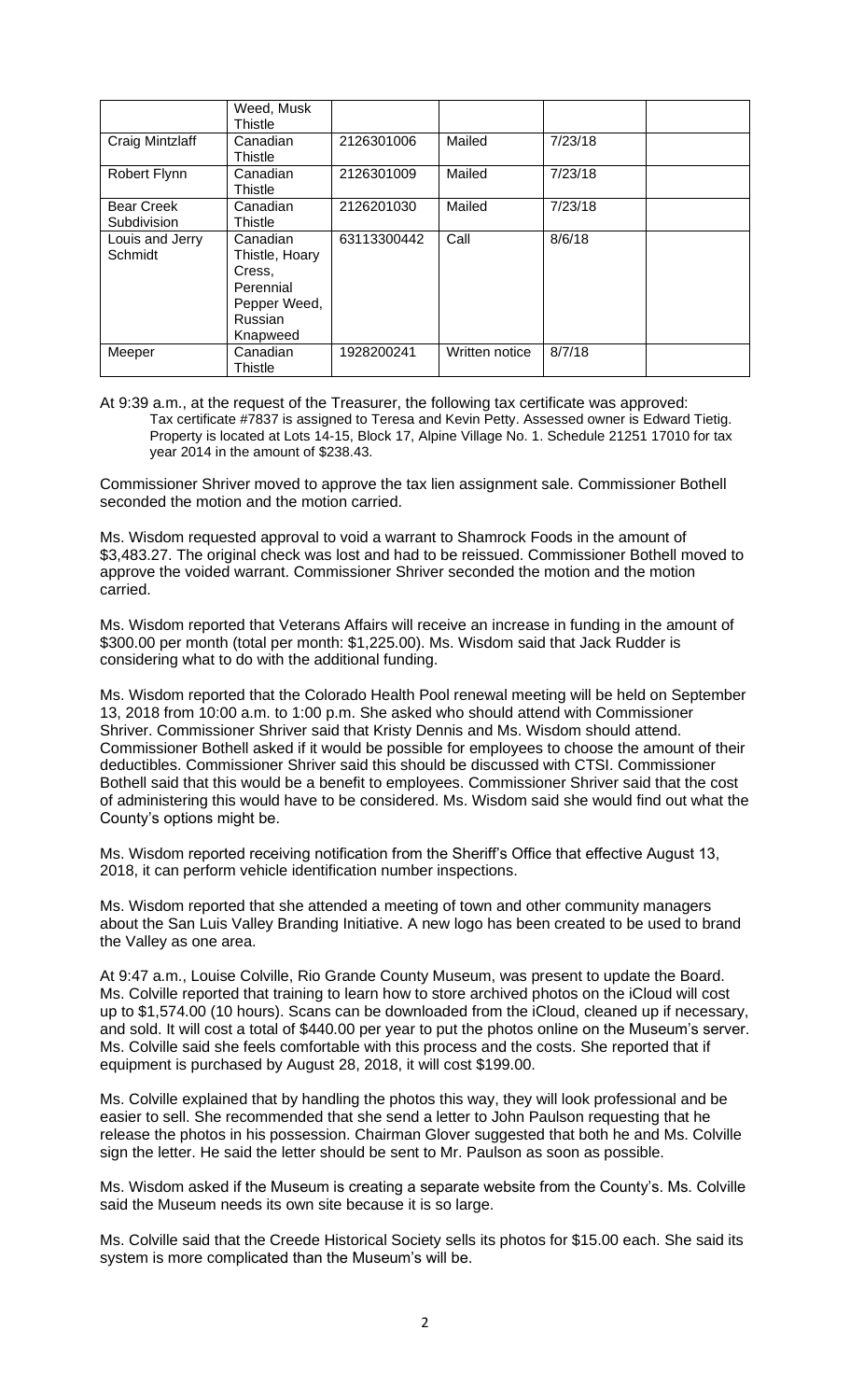| | Weed, Musk Thistle | | | | |
|---|---|---|---|---|---|
| Craig Mintzlaff | Canadian Thistle | 2126301006 | Mailed | 7/23/18 | |
| Robert Flynn | Canadian Thistle | 2126301009 | Mailed | 7/23/18 | |
| Bear Creek Subdivision | Canadian Thistle | 2126201030 | Mailed | 7/23/18 | |
| Louis and Jerry Schmidt | Canadian Thistle, Hoary Cress, Perennial Pepper Weed, Russian Knapweed | 63113300442 | Call | 8/6/18 | |
| Meeper | Canadian Thistle | 1928200241 | Written notice | 8/7/18 | |

At 9:39 a.m., at the request of the Treasurer, the following tax certificate was approved:

> Tax certificate #7837 is assigned to Teresa and Kevin Petty. Assessed owner is Edward Tietig. Property is located at Lots 14-15, Block 17, Alpine Village No. 1. Schedule 21251 17010 for tax year 2014 in the amount of $238.43.

Commissioner Shriver moved to approve the tax lien assignment sale. Commissioner Bothell seconded the motion and the motion carried.

Ms. Wisdom requested approval to void a warrant to Shamrock Foods in the amount of $3,483.27. The original check was lost and had to be reissued. Commissioner Bothell moved to approve the voided warrant. Commissioner Shriver seconded the motion and the motion carried.

Ms. Wisdom reported that Veterans Affairs will receive an increase in funding in the amount of $300.00 per month (total per month: $1,225.00). Ms. Wisdom said that Jack Rudder is considering what to do with the additional funding.

Ms. Wisdom reported that the Colorado Health Pool renewal meeting will be held on September 13, 2018 from 10:00 a.m. to 1:00 p.m. She asked who should attend with Commissioner Shriver. Commissioner Shriver said that Kristy Dennis and Ms. Wisdom should attend. Commissioner Bothell asked if it would be possible for employees to choose the amount of their deductibles. Commissioner Shriver said this should be discussed with CTSI. Commissioner Bothell said that this would be a benefit to employees. Commissioner Shriver said that the cost of administering this would have to be considered. Ms. Wisdom said she would find out what the County's options might be.

Ms. Wisdom reported receiving notification from the Sheriff's Office that effective August 13, 2018, it can perform vehicle identification number inspections.

Ms. Wisdom reported that she attended a meeting of town and other community managers about the San Luis Valley Branding Initiative. A new logo has been created to be used to brand the Valley as one area.

At 9:47 a.m., Louise Colville, Rio Grande County Museum, was present to update the Board. Ms. Colville reported that training to learn how to store archived photos on the iCloud will cost up to $1,574.00 (10 hours). Scans can be downloaded from the iCloud, cleaned up if necessary, and sold. It will cost a total of $440.00 per year to put the photos online on the Museum's server. Ms. Colville said she feels comfortable with this process and the costs. She reported that if equipment is purchased by August 28, 2018, it will cost $199.00.

Ms. Colville explained that by handling the photos this way, they will look professional and be easier to sell. She recommended that she send a letter to John Paulson requesting that he release the photos in his possession. Chairman Glover suggested that both he and Ms. Colville sign the letter. He said the letter should be sent to Mr. Paulson as soon as possible.

Ms. Wisdom asked if the Museum is creating a separate website from the County's. Ms. Colville said the Museum needs its own site because it is so large.

Ms. Colville said that the Creede Historical Society sells its photos for $15.00 each. She said its system is more complicated than the Museum's will be.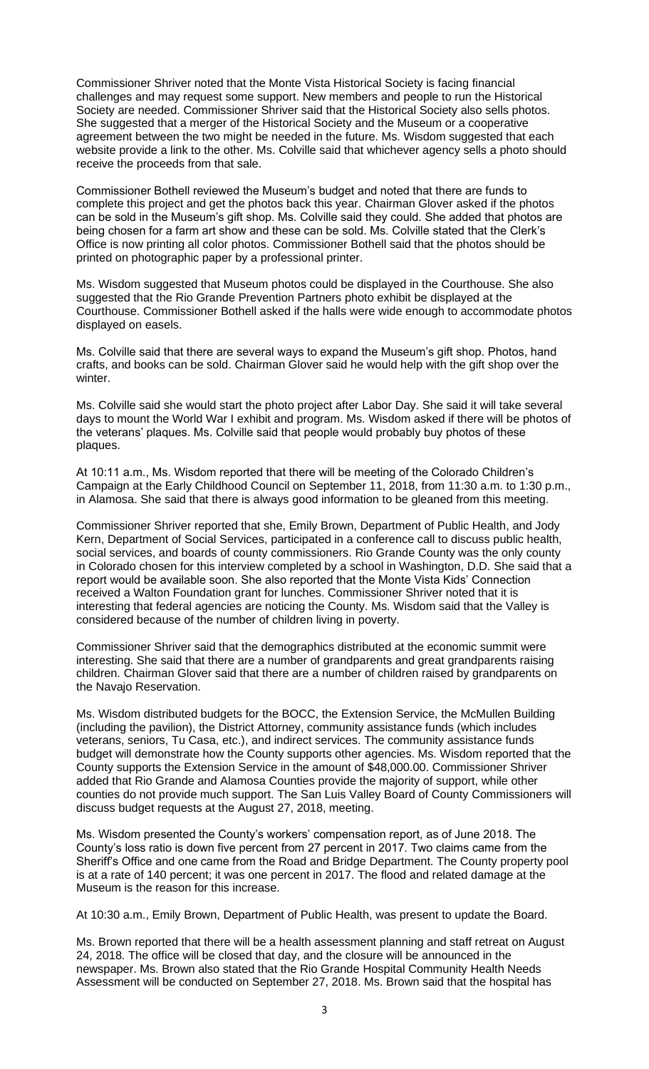Commissioner Shriver noted that the Monte Vista Historical Society is facing financial challenges and may request some support. New members and people to run the Historical Society are needed. Commissioner Shriver said that the Historical Society also sells photos. She suggested that a merger of the Historical Society and the Museum or a cooperative agreement between the two might be needed in the future. Ms. Wisdom suggested that each website provide a link to the other. Ms. Colville said that whichever agency sells a photo should receive the proceeds from that sale.

Commissioner Bothell reviewed the Museum's budget and noted that there are funds to complete this project and get the photos back this year. Chairman Glover asked if the photos can be sold in the Museum's gift shop. Ms. Colville said they could. She added that photos are being chosen for a farm art show and these can be sold. Ms. Colville stated that the Clerk's Office is now printing all color photos. Commissioner Bothell said that the photos should be printed on photographic paper by a professional printer.

Ms. Wisdom suggested that Museum photos could be displayed in the Courthouse. She also suggested that the Rio Grande Prevention Partners photo exhibit be displayed at the Courthouse. Commissioner Bothell asked if the halls were wide enough to accommodate photos displayed on easels.

Ms. Colville said that there are several ways to expand the Museum's gift shop. Photos, hand crafts, and books can be sold. Chairman Glover said he would help with the gift shop over the winter.

Ms. Colville said she would start the photo project after Labor Day. She said it will take several days to mount the World War I exhibit and program. Ms. Wisdom asked if there will be photos of the veterans' plaques. Ms. Colville said that people would probably buy photos of these plaques.

At 10:11 a.m., Ms. Wisdom reported that there will be meeting of the Colorado Children's Campaign at the Early Childhood Council on September 11, 2018, from 11:30 a.m. to 1:30 p.m., in Alamosa. She said that there is always good information to be gleaned from this meeting.

Commissioner Shriver reported that she, Emily Brown, Department of Public Health, and Jody Kern, Department of Social Services, participated in a conference call to discuss public health, social services, and boards of county commissioners. Rio Grande County was the only county in Colorado chosen for this interview completed by a school in Washington, D.D. She said that a report would be available soon. She also reported that the Monte Vista Kids' Connection received a Walton Foundation grant for lunches. Commissioner Shriver noted that it is interesting that federal agencies are noticing the County. Ms. Wisdom said that the Valley is considered because of the number of children living in poverty.

Commissioner Shriver said that the demographics distributed at the economic summit were interesting. She said that there are a number of grandparents and great grandparents raising children. Chairman Glover said that there are a number of children raised by grandparents on the Navajo Reservation.

Ms. Wisdom distributed budgets for the BOCC, the Extension Service, the McMullen Building (including the pavilion), the District Attorney, community assistance funds (which includes veterans, seniors, Tu Casa, etc.), and indirect services. The community assistance funds budget will demonstrate how the County supports other agencies. Ms. Wisdom reported that the County supports the Extension Service in the amount of $48,000.00. Commissioner Shriver added that Rio Grande and Alamosa Counties provide the majority of support, while other counties do not provide much support. The San Luis Valley Board of County Commissioners will discuss budget requests at the August 27, 2018, meeting.

Ms. Wisdom presented the County's workers' compensation report, as of June 2018. The County's loss ratio is down five percent from 27 percent in 2017. Two claims came from the Sheriff's Office and one came from the Road and Bridge Department. The County property pool is at a rate of 140 percent; it was one percent in 2017. The flood and related damage at the Museum is the reason for this increase.

At 10:30 a.m., Emily Brown, Department of Public Health, was present to update the Board.

Ms. Brown reported that there will be a health assessment planning and staff retreat on August 24, 2018. The office will be closed that day, and the closure will be announced in the newspaper. Ms. Brown also stated that the Rio Grande Hospital Community Health Needs Assessment will be conducted on September 27, 2018. Ms. Brown said that the hospital has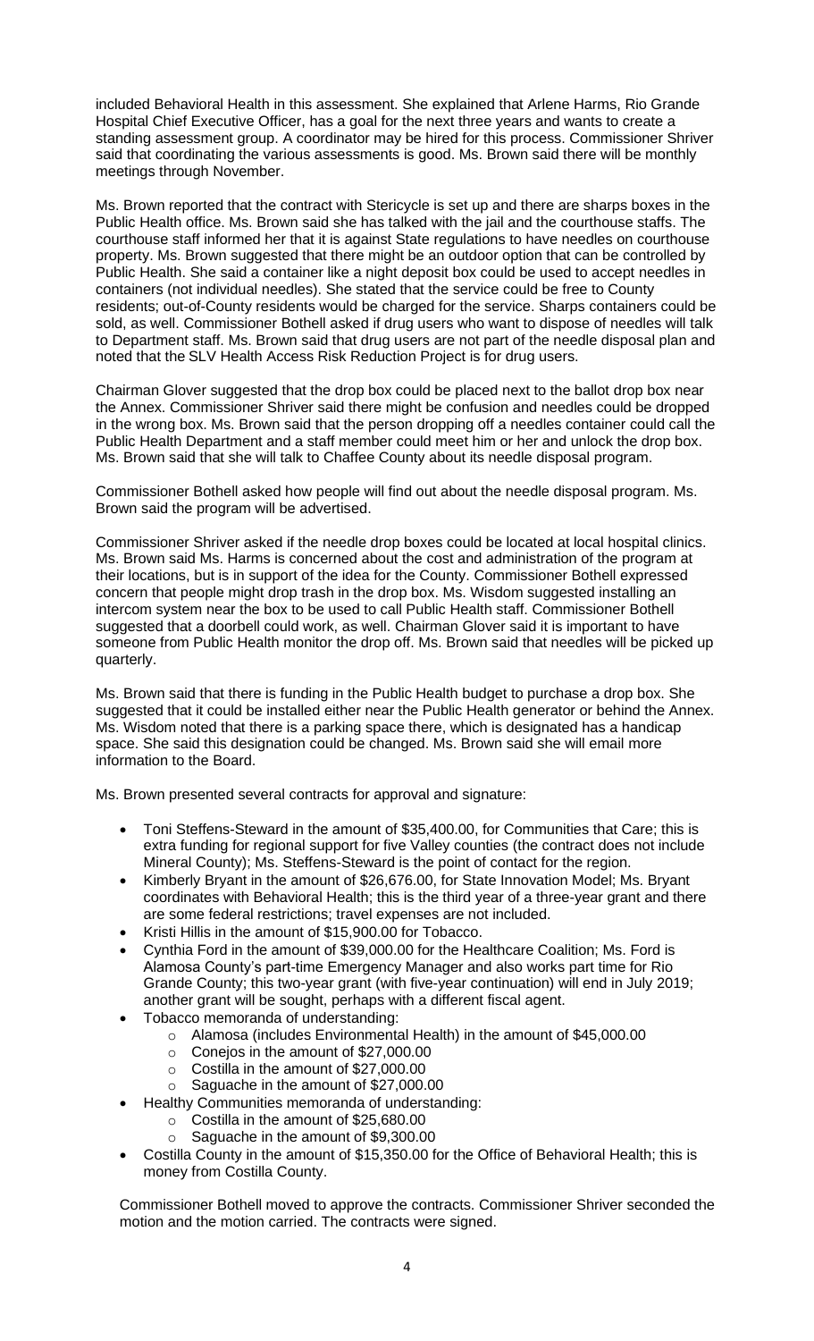included Behavioral Health in this assessment. She explained that Arlene Harms, Rio Grande Hospital Chief Executive Officer, has a goal for the next three years and wants to create a standing assessment group. A coordinator may be hired for this process. Commissioner Shriver said that coordinating the various assessments is good. Ms. Brown said there will be monthly meetings through November.

Ms. Brown reported that the contract with Stericycle is set up and there are sharps boxes in the Public Health office. Ms. Brown said she has talked with the jail and the courthouse staffs. The courthouse staff informed her that it is against State regulations to have needles on courthouse property. Ms. Brown suggested that there might be an outdoor option that can be controlled by Public Health. She said a container like a night deposit box could be used to accept needles in containers (not individual needles). She stated that the service could be free to County residents; out-of-County residents would be charged for the service. Sharps containers could be sold, as well. Commissioner Bothell asked if drug users who want to dispose of needles will talk to Department staff. Ms. Brown said that drug users are not part of the needle disposal plan and noted that the SLV Health Access Risk Reduction Project is for drug users.

Chairman Glover suggested that the drop box could be placed next to the ballot drop box near the Annex. Commissioner Shriver said there might be confusion and needles could be dropped in the wrong box. Ms. Brown said that the person dropping off a needles container could call the Public Health Department and a staff member could meet him or her and unlock the drop box. Ms. Brown said that she will talk to Chaffee County about its needle disposal program.

Commissioner Bothell asked how people will find out about the needle disposal program. Ms. Brown said the program will be advertised.

Commissioner Shriver asked if the needle drop boxes could be located at local hospital clinics. Ms. Brown said Ms. Harms is concerned about the cost and administration of the program at their locations, but is in support of the idea for the County. Commissioner Bothell expressed concern that people might drop trash in the drop box. Ms. Wisdom suggested installing an intercom system near the box to be used to call Public Health staff. Commissioner Bothell suggested that a doorbell could work, as well. Chairman Glover said it is important to have someone from Public Health monitor the drop off. Ms. Brown said that needles will be picked up quarterly.

Ms. Brown said that there is funding in the Public Health budget to purchase a drop box. She suggested that it could be installed either near the Public Health generator or behind the Annex. Ms. Wisdom noted that there is a parking space there, which is designated has a handicap space. She said this designation could be changed. Ms. Brown said she will email more information to the Board.

Ms. Brown presented several contracts for approval and signature:

- Toni Steffens-Steward in the amount of $35,400.00, for Communities that Care; this is extra funding for regional support for five Valley counties (the contract does not include Mineral County); Ms. Steffens-Steward is the point of contact for the region.
- Kimberly Bryant in the amount of $26,676.00, for State Innovation Model; Ms. Bryant coordinates with Behavioral Health; this is the third year of a three-year grant and there are some federal restrictions; travel expenses are not included.
- Kristi Hillis in the amount of $15,900.00 for Tobacco.
- Cynthia Ford in the amount of $39,000.00 for the Healthcare Coalition; Ms. Ford is Alamosa County's part-time Emergency Manager and also works part time for Rio Grande County; this two-year grant (with five-year continuation) will end in July 2019; another grant will be sought, perhaps with a different fiscal agent.
- Tobacco memoranda of understanding:
  - Alamosa (includes Environmental Health) in the amount of $45,000.00
  - Conejos in the amount of $27,000.00
  - Costilla in the amount of $27,000.00
  - Saguache in the amount of $27,000.00
- Healthy Communities memoranda of understanding:
  - Costilla in the amount of $25,680.00
  - Saguache in the amount of $9,300.00
- Costilla County in the amount of $15,350.00 for the Office of Behavioral Health; this is money from Costilla County.

Commissioner Bothell moved to approve the contracts. Commissioner Shriver seconded the motion and the motion carried. The contracts were signed.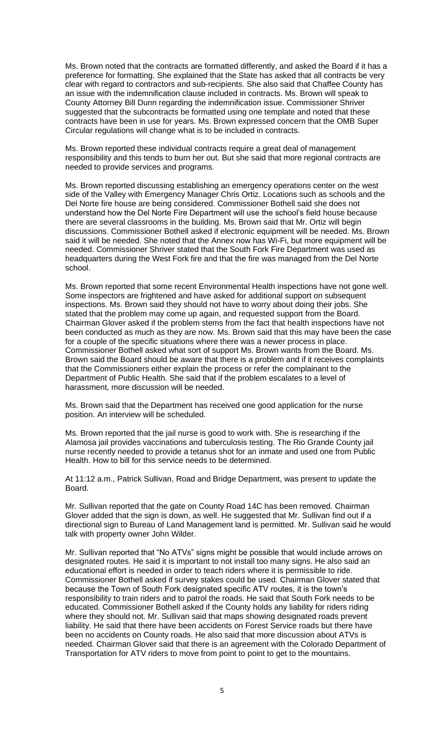Ms. Brown noted that the contracts are formatted differently, and asked the Board if it has a preference for formatting. She explained that the State has asked that all contracts be very clear with regard to contractors and sub-recipients. She also said that Chaffee County has an issue with the indemnification clause included in contracts. Ms. Brown will speak to County Attorney Bill Dunn regarding the indemnification issue. Commissioner Shriver suggested that the subcontracts be formatted using one template and noted that these contracts have been in use for years. Ms. Brown expressed concern that the OMB Super Circular regulations will change what is to be included in contracts.

Ms. Brown reported these individual contracts require a great deal of management responsibility and this tends to burn her out. But she said that more regional contracts are needed to provide services and programs.

Ms. Brown reported discussing establishing an emergency operations center on the west side of the Valley with Emergency Manager Chris Ortiz. Locations such as schools and the Del Norte fire house are being considered. Commissioner Bothell said she does not understand how the Del Norte Fire Department will use the school's field house because there are several classrooms in the building. Ms. Brown said that Mr. Ortiz will begin discussions. Commissioner Bothell asked if electronic equipment will be needed. Ms. Brown said it will be needed. She noted that the Annex now has Wi-Fi, but more equipment will be needed. Commissioner Shriver stated that the South Fork Fire Department was used as headquarters during the West Fork fire and that the fire was managed from the Del Norte school.

Ms. Brown reported that some recent Environmental Health inspections have not gone well. Some inspectors are frightened and have asked for additional support on subsequent inspections. Ms. Brown said they should not have to worry about doing their jobs. She stated that the problem may come up again, and requested support from the Board. Chairman Glover asked if the problem stems from the fact that health inspections have not been conducted as much as they are now. Ms. Brown said that this may have been the case for a couple of the specific situations where there was a newer process in place. Commissioner Bothell asked what sort of support Ms. Brown wants from the Board. Ms. Brown said the Board should be aware that there is a problem and if it receives complaints that the Commissioners either explain the process or refer the complainant to the Department of Public Health. She said that if the problem escalates to a level of harassment, more discussion will be needed.

Ms. Brown said that the Department has received one good application for the nurse position. An interview will be scheduled.

Ms. Brown reported that the jail nurse is good to work with. She is researching if the Alamosa jail provides vaccinations and tuberculosis testing. The Rio Grande County jail nurse recently needed to provide a tetanus shot for an inmate and used one from Public Health. How to bill for this service needs to be determined.

At 11:12 a.m., Patrick Sullivan, Road and Bridge Department, was present to update the Board.

Mr. Sullivan reported that the gate on County Road 14C has been removed. Chairman Glover added that the sign is down, as well. He suggested that Mr. Sullivan find out if a directional sign to Bureau of Land Management land is permitted. Mr. Sullivan said he would talk with property owner John Wilder.

Mr. Sullivan reported that "No ATVs" signs might be possible that would include arrows on designated routes. He said it is important to not install too many signs. He also said an educational effort is needed in order to teach riders where it is permissible to ride. Commissioner Bothell asked if survey stakes could be used. Chairman Glover stated that because the Town of South Fork designated specific ATV routes, it is the town's responsibility to train riders and to patrol the roads. He said that South Fork needs to be educated. Commissioner Bothell asked if the County holds any liability for riders riding where they should not. Mr. Sullivan said that maps showing designated roads prevent liability. He said that there have been accidents on Forest Service roads but there have been no accidents on County roads. He also said that more discussion about ATVs is needed. Chairman Glover said that there is an agreement with the Colorado Department of Transportation for ATV riders to move from point to point to get to the mountains.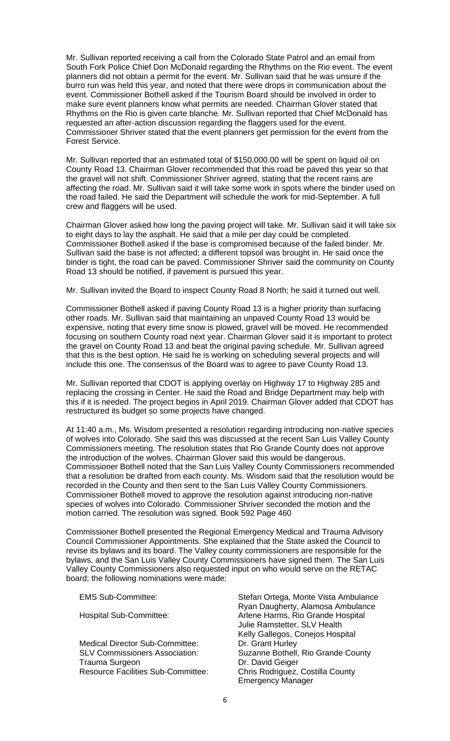Mr. Sullivan reported receiving a call from the Colorado State Patrol and an email from South Fork Police Chief Don McDonald regarding the Rhythms on the Rio event. The event planners did not obtain a permit for the event. Mr. Sullivan said that he was unsure if the burro run was held this year, and noted that there were drops in communication about the event. Commissioner Bothell asked if the Tourism Board should be involved in order to make sure event planners know what permits are needed. Chairman Glover stated that Rhythms on the Rio is given carte blanche. Mr. Sullivan reported that Chief McDonald has requested an after-action discussion regarding the flaggers used for the event. Commissioner Shriver stated that the event planners get permission for the event from the Forest Service.

Mr. Sullivan reported that an estimated total of $150,000.00 will be spent on liquid oil on County Road 13. Chairman Glover recommended that this road be paved this year so that the gravel will not shift. Commissioner Shriver agreed, stating that the recent rains are affecting the road. Mr. Sullivan said it will take some work in spots where the binder used on the road failed. He said the Department will schedule the work for mid-September. A full crew and flaggers will be used.

Chairman Glover asked how long the paving project will take. Mr. Sullivan said it will take six to eight days to lay the asphalt. He said that a mile per day could be completed. Commissioner Bothell asked if the base is compromised because of the failed binder. Mr. Sullivan said the base is not affected; a different topsoil was brought in. He said once the binder is tight, the road can be paved. Commissioner Shriver said the community on County Road 13 should be notified, if pavement is pursued this year.

Mr. Sullivan invited the Board to inspect County Road 8 North; he said it turned out well.

Commissioner Bothell asked if paving County Road 13 is a higher priority than surfacing other roads. Mr. Sullivan said that maintaining an unpaved County Road 13 would be expensive, noting that every time snow is plowed, gravel will be moved. He recommended focusing on southern County road next year. Chairman Glover said it is important to protect the gravel on County Road 13 and beat the original paving schedule. Mr. Sullivan agreed that this is the best option. He said he is working on scheduling several projects and will include this one. The consensus of the Board was to agree to pave County Road 13.

Mr. Sullivan reported that CDOT is applying overlay on Highway 17 to Highway 285 and replacing the crossing in Center. He said the Road and Bridge Department may help with this if it is needed. The project begins in April 2019. Chairman Glover added that CDOT has restructured its budget so some projects have changed.

At 11:40 a.m., Ms. Wisdom presented a resolution regarding introducing non-native species of wolves into Colorado. She said this was discussed at the recent San Luis Valley County Commissioners meeting. The resolution states that Rio Grande County does not approve the introduction of the wolves. Chairman Glover said this would be dangerous. Commissioner Bothell noted that the San Luis Valley County Commissioners recommended that a resolution be drafted from each county. Ms. Wisdom said that the resolution would be recorded in the County and then sent to the San Luis Valley County Commissioners. Commissioner Bothell moved to approve the resolution against introducing non-native species of wolves into Colorado. Commissioner Shriver seconded the motion and the motion carried. The resolution was signed. Book 592 Page 460

Commissioner Bothell presented the Regional Emergency Medical and Trauma Advisory Council Commissioner Appointments. She explained that the State asked the Council to revise its bylaws and its board. The Valley county commissioners are responsible for the bylaws, and the San Luis Valley County Commissioners have signed them. The San Luis Valley County Commissioners also requested input on who would serve on the RETAC board; the following nominations were made:

| | |
|---|---|
| EMS Sub-Committee: | Stefan Ortega, Monte Vista Ambulance<br>Ryan Daugherty, Alamosa Ambulance |
| Hospital Sub-Committee: | Arlene Harms, Rio Grande Hospital<br>Julie Ramstetter, SLV Health<br>Kelly Gallegos, Conejos Hospital |
| Medical Director Sub-Committee: | Dr. Grant Hurley |
| SLV Commissioners Association: | Suzanne Bothell, Rio Grande County |
| Trauma Surgeon | Dr. David Geiger |
| Resource Facilities Sub-Committee: | Chris Rodriguez, Costilla County Emergency Manager |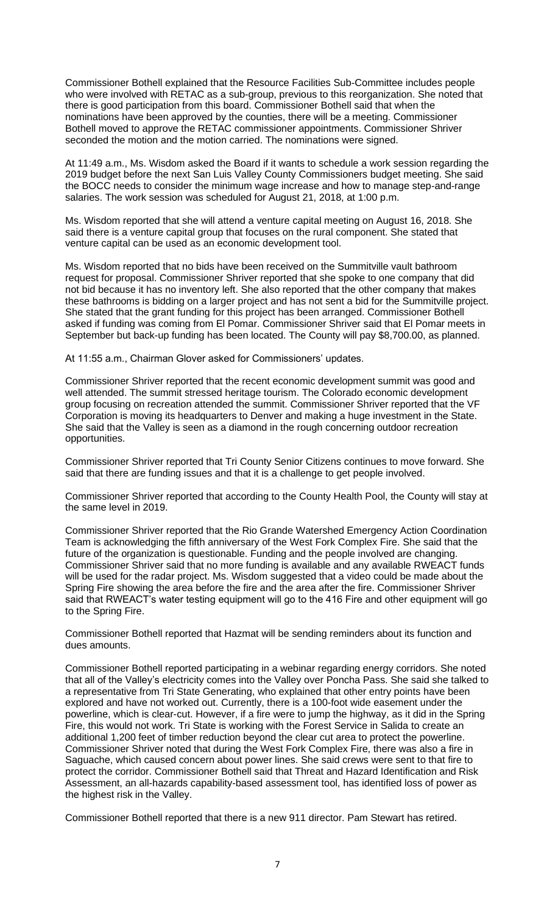Commissioner Bothell explained that the Resource Facilities Sub-Committee includes people who were involved with RETAC as a sub-group, previous to this reorganization. She noted that there is good participation from this board. Commissioner Bothell said that when the nominations have been approved by the counties, there will be a meeting. Commissioner Bothell moved to approve the RETAC commissioner appointments. Commissioner Shriver seconded the motion and the motion carried. The nominations were signed.

At 11:49 a.m., Ms. Wisdom asked the Board if it wants to schedule a work session regarding the 2019 budget before the next San Luis Valley County Commissioners budget meeting. She said the BOCC needs to consider the minimum wage increase and how to manage step-and-range salaries. The work session was scheduled for August 21, 2018, at 1:00 p.m.

Ms. Wisdom reported that she will attend a venture capital meeting on August 16, 2018. She said there is a venture capital group that focuses on the rural component. She stated that venture capital can be used as an economic development tool.

Ms. Wisdom reported that no bids have been received on the Summitville vault bathroom request for proposal. Commissioner Shriver reported that she spoke to one company that did not bid because it has no inventory left. She also reported that the other company that makes these bathrooms is bidding on a larger project and has not sent a bid for the Summitville project. She stated that the grant funding for this project has been arranged. Commissioner Bothell asked if funding was coming from El Pomar. Commissioner Shriver said that El Pomar meets in September but back-up funding has been located. The County will pay $8,700.00, as planned.

At 11:55 a.m., Chairman Glover asked for Commissioners' updates.

Commissioner Shriver reported that the recent economic development summit was good and well attended. The summit stressed heritage tourism. The Colorado economic development group focusing on recreation attended the summit. Commissioner Shriver reported that the VF Corporation is moving its headquarters to Denver and making a huge investment in the State. She said that the Valley is seen as a diamond in the rough concerning outdoor recreation opportunities.

Commissioner Shriver reported that Tri County Senior Citizens continues to move forward. She said that there are funding issues and that it is a challenge to get people involved.

Commissioner Shriver reported that according to the County Health Pool, the County will stay at the same level in 2019.

Commissioner Shriver reported that the Rio Grande Watershed Emergency Action Coordination Team is acknowledging the fifth anniversary of the West Fork Complex Fire. She said that the future of the organization is questionable. Funding and the people involved are changing. Commissioner Shriver said that no more funding is available and any available RWEACT funds will be used for the radar project. Ms. Wisdom suggested that a video could be made about the Spring Fire showing the area before the fire and the area after the fire. Commissioner Shriver said that RWEACT's water testing equipment will go to the 416 Fire and other equipment will go to the Spring Fire.

Commissioner Bothell reported that Hazmat will be sending reminders about its function and dues amounts.

Commissioner Bothell reported participating in a webinar regarding energy corridors. She noted that all of the Valley's electricity comes into the Valley over Poncha Pass. She said she talked to a representative from Tri State Generating, who explained that other entry points have been explored and have not worked out. Currently, there is a 100-foot wide easement under the powerline, which is clear-cut. However, if a fire were to jump the highway, as it did in the Spring Fire, this would not work. Tri State is working with the Forest Service in Salida to create an additional 1,200 feet of timber reduction beyond the clear cut area to protect the powerline. Commissioner Shriver noted that during the West Fork Complex Fire, there was also a fire in Saguache, which caused concern about power lines. She said crews were sent to that fire to protect the corridor. Commissioner Bothell said that Threat and Hazard Identification and Risk Assessment, an all-hazards capability-based assessment tool, has identified loss of power as the highest risk in the Valley.

Commissioner Bothell reported that there is a new 911 director. Pam Stewart has retired.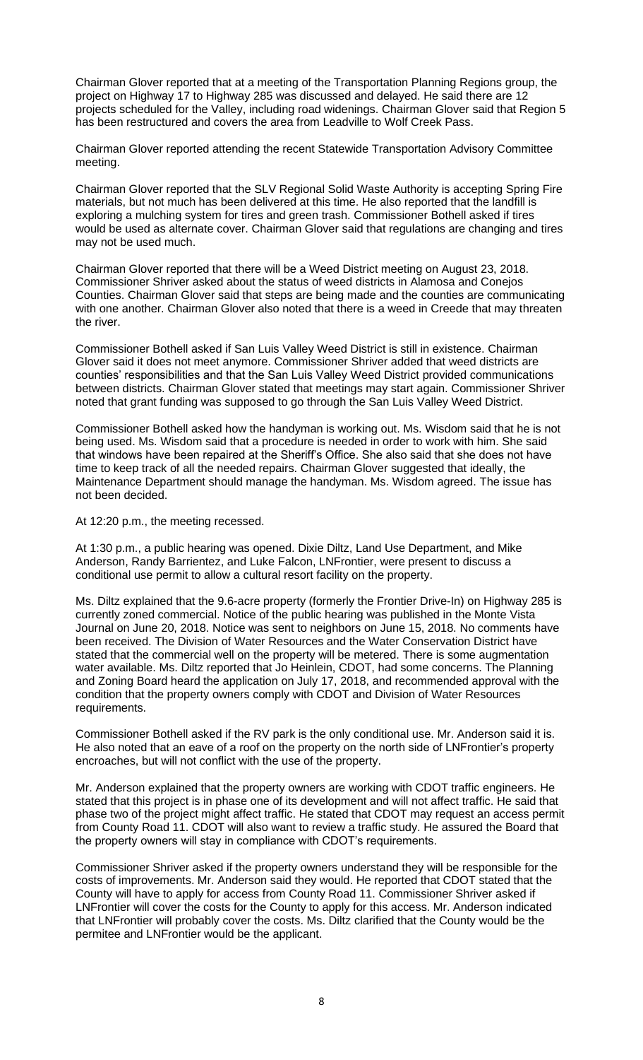Chairman Glover reported that at a meeting of the Transportation Planning Regions group, the project on Highway 17 to Highway 285 was discussed and delayed. He said there are 12 projects scheduled for the Valley, including road widenings. Chairman Glover said that Region 5 has been restructured and covers the area from Leadville to Wolf Creek Pass.

Chairman Glover reported attending the recent Statewide Transportation Advisory Committee meeting.

Chairman Glover reported that the SLV Regional Solid Waste Authority is accepting Spring Fire materials, but not much has been delivered at this time. He also reported that the landfill is exploring a mulching system for tires and green trash. Commissioner Bothell asked if tires would be used as alternate cover. Chairman Glover said that regulations are changing and tires may not be used much.

Chairman Glover reported that there will be a Weed District meeting on August 23, 2018. Commissioner Shriver asked about the status of weed districts in Alamosa and Conejos Counties. Chairman Glover said that steps are being made and the counties are communicating with one another. Chairman Glover also noted that there is a weed in Creede that may threaten the river.

Commissioner Bothell asked if San Luis Valley Weed District is still in existence. Chairman Glover said it does not meet anymore. Commissioner Shriver added that weed districts are counties' responsibilities and that the San Luis Valley Weed District provided communications between districts. Chairman Glover stated that meetings may start again. Commissioner Shriver noted that grant funding was supposed to go through the San Luis Valley Weed District.

Commissioner Bothell asked how the handyman is working out. Ms. Wisdom said that he is not being used. Ms. Wisdom said that a procedure is needed in order to work with him. She said that windows have been repaired at the Sheriff's Office. She also said that she does not have time to keep track of all the needed repairs. Chairman Glover suggested that ideally, the Maintenance Department should manage the handyman. Ms. Wisdom agreed. The issue has not been decided.

At 12:20 p.m., the meeting recessed.

At 1:30 p.m., a public hearing was opened. Dixie Diltz, Land Use Department, and Mike Anderson, Randy Barrientez, and Luke Falcon, LNFrontier, were present to discuss a conditional use permit to allow a cultural resort facility on the property.

Ms. Diltz explained that the 9.6-acre property (formerly the Frontier Drive-In) on Highway 285 is currently zoned commercial. Notice of the public hearing was published in the Monte Vista Journal on June 20, 2018. Notice was sent to neighbors on June 15, 2018. No comments have been received. The Division of Water Resources and the Water Conservation District have stated that the commercial well on the property will be metered. There is some augmentation water available. Ms. Diltz reported that Jo Heinlein, CDOT, had some concerns. The Planning and Zoning Board heard the application on July 17, 2018, and recommended approval with the condition that the property owners comply with CDOT and Division of Water Resources requirements.

Commissioner Bothell asked if the RV park is the only conditional use. Mr. Anderson said it is. He also noted that an eave of a roof on the property on the north side of LNFrontier's property encroaches, but will not conflict with the use of the property.

Mr. Anderson explained that the property owners are working with CDOT traffic engineers. He stated that this project is in phase one of its development and will not affect traffic. He said that phase two of the project might affect traffic. He stated that CDOT may request an access permit from County Road 11. CDOT will also want to review a traffic study. He assured the Board that the property owners will stay in compliance with CDOT's requirements.

Commissioner Shriver asked if the property owners understand they will be responsible for the costs of improvements. Mr. Anderson said they would. He reported that CDOT stated that the County will have to apply for access from County Road 11. Commissioner Shriver asked if LNFrontier will cover the costs for the County to apply for this access. Mr. Anderson indicated that LNFrontier will probably cover the costs. Ms. Diltz clarified that the County would be the permitee and LNFrontier would be the applicant.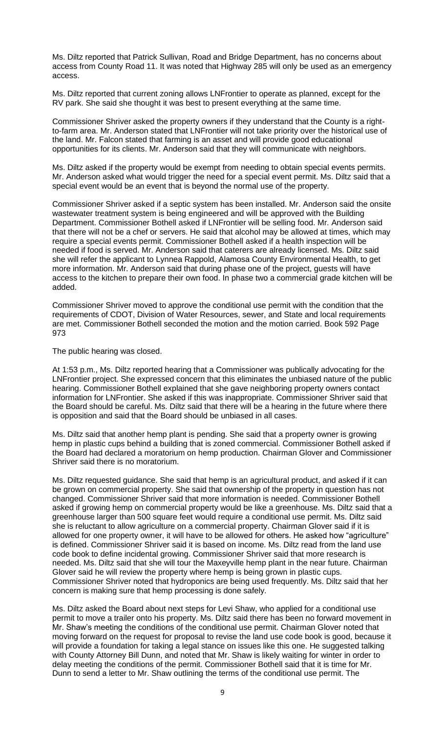Ms. Diltz reported that Patrick Sullivan, Road and Bridge Department, has no concerns about access from County Road 11. It was noted that Highway 285 will only be used as an emergency access.

Ms. Diltz reported that current zoning allows LNFrontier to operate as planned, except for the RV park. She said she thought it was best to present everything at the same time.

Commissioner Shriver asked the property owners if they understand that the County is a right-to-farm area. Mr. Anderson stated that LNFrontier will not take priority over the historical use of the land. Mr. Falcon stated that farming is an asset and will provide good educational opportunities for its clients. Mr. Anderson said that they will communicate with neighbors.

Ms. Diltz asked if the property would be exempt from needing to obtain special events permits. Mr. Anderson asked what would trigger the need for a special event permit. Ms. Diltz said that a special event would be an event that is beyond the normal use of the property.

Commissioner Shriver asked if a septic system has been installed. Mr. Anderson said the onsite wastewater treatment system is being engineered and will be approved with the Building Department. Commissioner Bothell asked if LNFrontier will be selling food. Mr. Anderson said that there will not be a chef or servers. He said that alcohol may be allowed at times, which may require a special events permit. Commissioner Bothell asked if a health inspection will be needed if food is served. Mr. Anderson said that caterers are already licensed. Ms. Diltz said she will refer the applicant to Lynnea Rappold, Alamosa County Environmental Health, to get more information. Mr. Anderson said that during phase one of the project, guests will have access to the kitchen to prepare their own food. In phase two a commercial grade kitchen will be added.

Commissioner Shriver moved to approve the conditional use permit with the condition that the requirements of CDOT, Division of Water Resources, sewer, and State and local requirements are met. Commissioner Bothell seconded the motion and the motion carried. Book 592 Page 973

The public hearing was closed.

At 1:53 p.m., Ms. Diltz reported hearing that a Commissioner was publically advocating for the LNFrontier project. She expressed concern that this eliminates the unbiased nature of the public hearing. Commissioner Bothell explained that she gave neighboring property owners contact information for LNFrontier. She asked if this was inappropriate. Commissioner Shriver said that the Board should be careful. Ms. Diltz said that there will be a hearing in the future where there is opposition and said that the Board should be unbiased in all cases.

Ms. Diltz said that another hemp plant is pending. She said that a property owner is growing hemp in plastic cups behind a building that is zoned commercial. Commissioner Bothell asked if the Board had declared a moratorium on hemp production. Chairman Glover and Commissioner Shriver said there is no moratorium.

Ms. Diltz requested guidance. She said that hemp is an agricultural product, and asked if it can be grown on commercial property. She said that ownership of the property in question has not changed. Commissioner Shriver said that more information is needed. Commissioner Bothell asked if growing hemp on commercial property would be like a greenhouse. Ms. Diltz said that a greenhouse larger than 500 square feet would require a conditional use permit. Ms. Diltz said she is reluctant to allow agriculture on a commercial property. Chairman Glover said if it is allowed for one property owner, it will have to be allowed for others. He asked how "agriculture" is defined. Commissioner Shriver said it is based on income. Ms. Diltz read from the land use code book to define incidental growing. Commissioner Shriver said that more research is needed. Ms. Diltz said that she will tour the Maxeyville hemp plant in the near future. Chairman Glover said he will review the property where hemp is being grown in plastic cups. Commissioner Shriver noted that hydroponics are being used frequently. Ms. Diltz said that her concern is making sure that hemp processing is done safely.

Ms. Diltz asked the Board about next steps for Levi Shaw, who applied for a conditional use permit to move a trailer onto his property. Ms. Diltz said there has been no forward movement in Mr. Shaw's meeting the conditions of the conditional use permit. Chairman Glover noted that moving forward on the request for proposal to revise the land use code book is good, because it will provide a foundation for taking a legal stance on issues like this one. He suggested talking with County Attorney Bill Dunn, and noted that Mr. Shaw is likely waiting for winter in order to delay meeting the conditions of the permit. Commissioner Bothell said that it is time for Mr. Dunn to send a letter to Mr. Shaw outlining the terms of the conditional use permit. The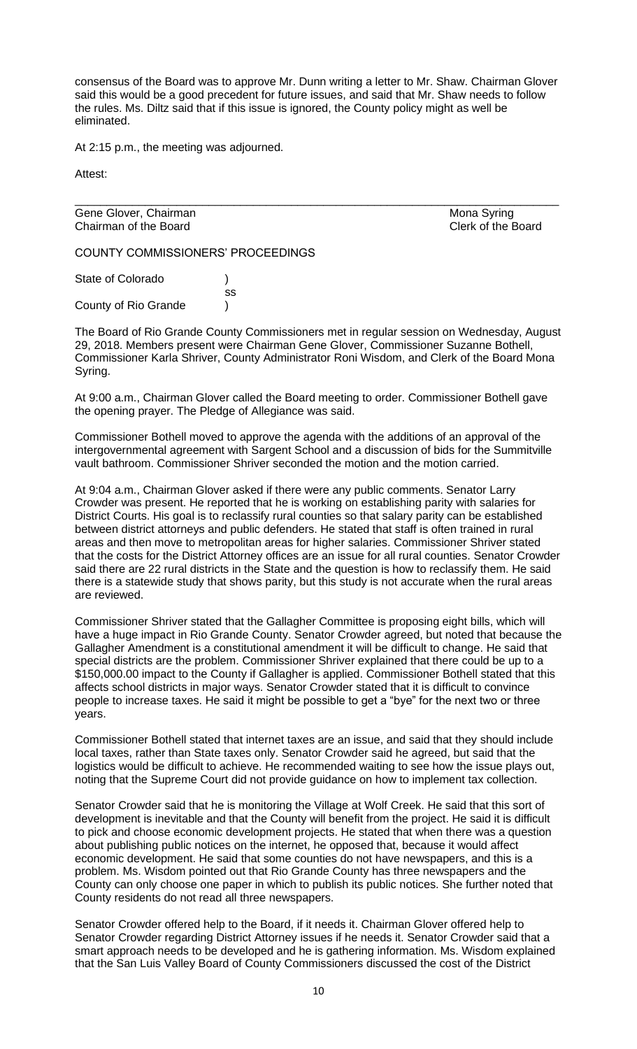consensus of the Board was to approve Mr. Dunn writing a letter to Mr. Shaw. Chairman Glover said this would be a good precedent for future issues, and said that Mr. Shaw needs to follow the rules. Ms. Diltz said that if this issue is ignored, the County policy might as well be eliminated.

At 2:15 p.m., the meeting was adjourned.

Attest:

______________________________________________________________________________

| | |
|---|---|
| Gene Glover, Chairman | Mona Syring |
| Chairman of the Board | Clerk of the Board |

COUNTY COMMISSIONERS' PROCEEDINGS

State of Colorado )
ss
County of Rio Grande )

The Board of Rio Grande County Commissioners met in regular session on Wednesday, August 29, 2018. Members present were Chairman Gene Glover, Commissioner Suzanne Bothell, Commissioner Karla Shriver, County Administrator Roni Wisdom, and Clerk of the Board Mona Syring.

At 9:00 a.m., Chairman Glover called the Board meeting to order. Commissioner Bothell gave the opening prayer. The Pledge of Allegiance was said.

Commissioner Bothell moved to approve the agenda with the additions of an approval of the intergovernmental agreement with Sargent School and a discussion of bids for the Summitville vault bathroom. Commissioner Shriver seconded the motion and the motion carried.

At 9:04 a.m., Chairman Glover asked if there were any public comments. Senator Larry Crowder was present. He reported that he is working on establishing parity with salaries for District Courts. His goal is to reclassify rural counties so that salary parity can be established between district attorneys and public defenders. He stated that staff is often trained in rural areas and then move to metropolitan areas for higher salaries. Commissioner Shriver stated that the costs for the District Attorney offices are an issue for all rural counties. Senator Crowder said there are 22 rural districts in the State and the question is how to reclassify them. He said there is a statewide study that shows parity, but this study is not accurate when the rural areas are reviewed.

Commissioner Shriver stated that the Gallagher Committee is proposing eight bills, which will have a huge impact in Rio Grande County. Senator Crowder agreed, but noted that because the Gallagher Amendment is a constitutional amendment it will be difficult to change. He said that special districts are the problem. Commissioner Shriver explained that there could be up to a $150,000.00 impact to the County if Gallagher is applied. Commissioner Bothell stated that this affects school districts in major ways. Senator Crowder stated that it is difficult to convince people to increase taxes. He said it might be possible to get a "bye" for the next two or three years.

Commissioner Bothell stated that internet taxes are an issue, and said that they should include local taxes, rather than State taxes only. Senator Crowder said he agreed, but said that the logistics would be difficult to achieve. He recommended waiting to see how the issue plays out, noting that the Supreme Court did not provide guidance on how to implement tax collection.

Senator Crowder said that he is monitoring the Village at Wolf Creek. He said that this sort of development is inevitable and that the County will benefit from the project. He said it is difficult to pick and choose economic development projects. He stated that when there was a question about publishing public notices on the internet, he opposed that, because it would affect economic development. He said that some counties do not have newspapers, and this is a problem. Ms. Wisdom pointed out that Rio Grande County has three newspapers and the County can only choose one paper in which to publish its public notices. She further noted that County residents do not read all three newspapers.

Senator Crowder offered help to the Board, if it needs it. Chairman Glover offered help to Senator Crowder regarding District Attorney issues if he needs it. Senator Crowder said that a smart approach needs to be developed and he is gathering information. Ms. Wisdom explained that the San Luis Valley Board of County Commissioners discussed the cost of the District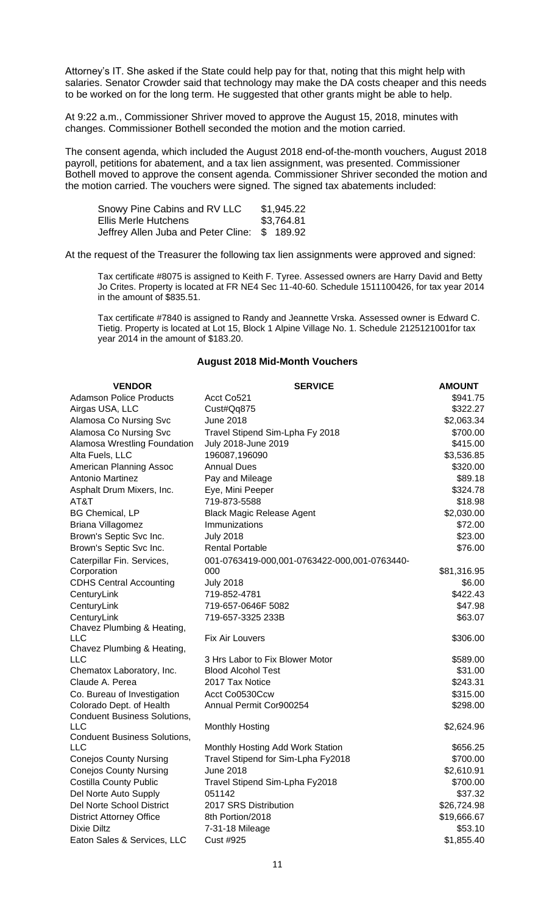Attorney's IT. She asked if the State could help pay for that, noting that this might help with salaries. Senator Crowder said that technology may make the DA costs cheaper and this needs to be worked on for the long term. He suggested that other grants might be able to help.

At 9:22 a.m., Commissioner Shriver moved to approve the August 15, 2018, minutes with changes. Commissioner Bothell seconded the motion and the motion carried.

The consent agenda, which included the August 2018 end-of-the-month vouchers, August 2018 payroll, petitions for abatement, and a tax lien assignment, was presented. Commissioner Bothell moved to approve the consent agenda. Commissioner Shriver seconded the motion and the motion carried. The vouchers were signed. The signed tax abatements included:

| | |
|---|---|
| Snowy Pine Cabins and RV LLC | $1,945.22 |
| Ellis Merle Hutchens | $3,764.81 |
| Jeffrey Allen Juba and Peter Cline: | $ 189.92 |

At the request of the Treasurer the following tax lien assignments were approved and signed:

Tax certificate #8075 is assigned to Keith F. Tyree. Assessed owners are Harry David and Betty Jo Crites. Property is located at FR NE4 Sec 11-40-60. Schedule 1511100426, for tax year 2014 in the amount of $835.51.

Tax certificate #7840 is assigned to Randy and Jeannette Vrska. Assessed owner is Edward C. Tietig. Property is located at Lot 15, Block 1 Alpine Village No. 1. Schedule 2125121001for tax year 2014 in the amount of $183.20.

## August 2018 Mid-Month Vouchers

| VENDOR | SERVICE | AMOUNT |
|---|---|---|
| Adamson Police Products | Acct Co521 | $941.75 |
| Airgas USA, LLC | Cust#Qq875 | $322.27 |
| Alamosa Co Nursing Svc | June 2018 | $2,063.34 |
| Alamosa Co Nursing Svc | Travel Stipend Sim-Lpha Fy 2018 | $700.00 |
| Alamosa Wrestling Foundation | July 2018-June 2019 | $415.00 |
| Alta Fuels, LLC | 196087,196090 | $3,536.85 |
| American Planning Assoc | Annual Dues | $320.00 |
| Antonio Martinez | Pay and Mileage | $89.18 |
| Asphalt Drum Mixers, Inc. | Eye, Mini Peeper | $324.78 |
| AT&T | 719-873-5588 | $18.98 |
| BG Chemical, LP | Black Magic Release Agent | $2,030.00 |
| Briana Villagomez | Immunizations | $72.00 |
| Brown's Septic Svc Inc. | July 2018 | $23.00 |
| Brown's Septic Svc Inc. | Rental Portable | $76.00 |
| Caterpillar Fin. Services, Corporation | 001-0763419-000,001-0763422-000,001-0763440-000 | $81,316.95 |
| CDHS Central Accounting | July 2018 | $6.00 |
| CenturyLink | 719-852-4781 | $422.43 |
| CenturyLink | 719-657-0646F 5082 | $47.98 |
| CenturyLink | 719-657-3325 233B | $63.07 |
| Chavez Plumbing & Heating, LLC | Fix Air Louvers | $306.00 |
| Chavez Plumbing & Heating, LLC | 3 Hrs Labor to Fix Blower Motor | $589.00 |
| Chematox Laboratory, Inc. | Blood Alcohol Test | $31.00 |
| Claude A. Perea | 2017 Tax Notice | $243.31 |
| Co. Bureau of Investigation | Acct Co0530Ccw | $315.00 |
| Colorado Dept. of Health | Annual Permit Cor900254 | $298.00 |
| Conduent Business Solutions, LLC | Monthly Hosting | $2,624.96 |
| Conduent Business Solutions, LLC | Monthly Hosting Add Work Station | $656.25 |
| Conejos County Nursing | Travel Stipend for Sim-Lpha Fy2018 | $700.00 |
| Conejos County Nursing | June 2018 | $2,610.91 |
| Costilla County Public | Travel Stipend Sim-Lpha Fy2018 | $700.00 |
| Del Norte Auto Supply | 051142 | $37.32 |
| Del Norte School District | 2017 SRS Distribution | $26,724.98 |
| District Attorney Office | 8th Portion/2018 | $19,666.67 |
| Dixie Diltz | 7-31-18 Mileage | $53.10 |
| Eaton Sales & Services, LLC | Cust #925 | $1,855.40 |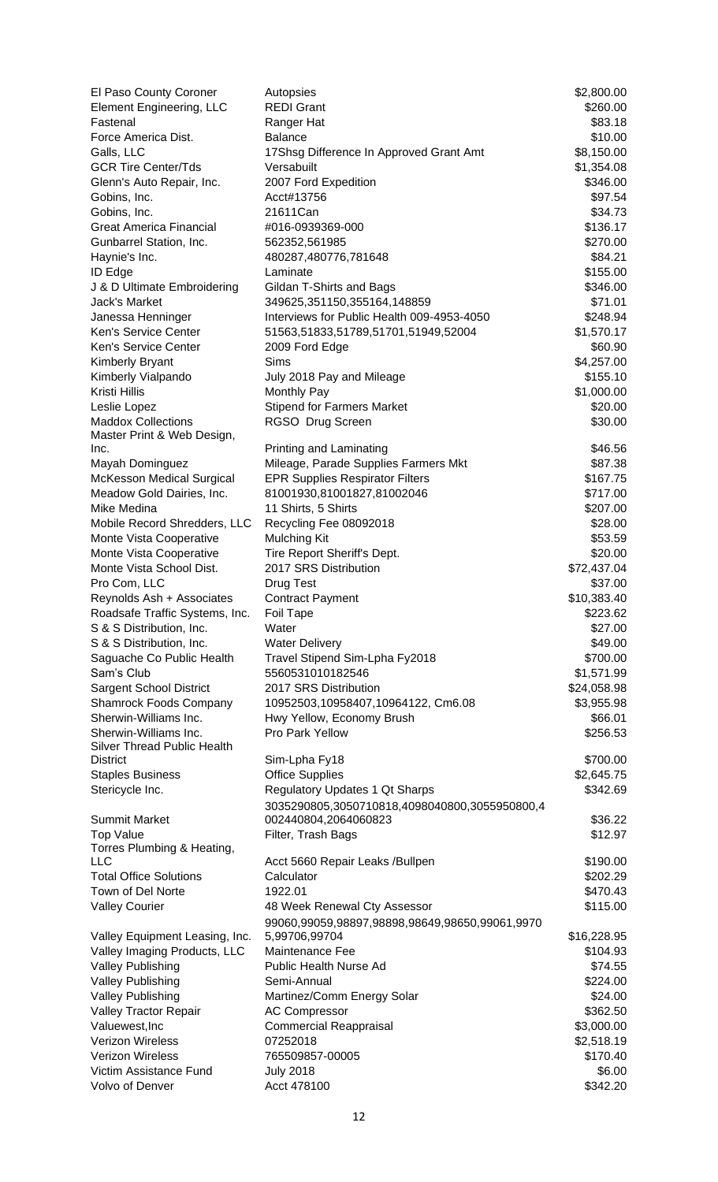| | | |
|---|---|---|
| El Paso County Coroner | Autopsies | $2,800.00 |
| Element Engineering, LLC | REDI Grant | $260.00 |
| Fastenal | Ranger Hat | $83.18 |
| Force America Dist. | Balance | $10.00 |
| Galls, LLC | 17Shsg Difference In Approved Grant Amt | $8,150.00 |
| GCR Tire Center/Tds | Versabuilt | $1,354.08 |
| Glenn's Auto Repair, Inc. | 2007 Ford Expedition | $346.00 |
| Gobins, Inc. | Acct#13756 | $97.54 |
| Gobins, Inc. | 21611Can | $34.73 |
| Great America Financial | #016-0939369-000 | $136.17 |
| Gunbarrel Station, Inc. | 562352,561985 | $270.00 |
| Haynie's Inc. | 480287,480776,781648 | $84.21 |
| ID Edge | Laminate | $155.00 |
| J & D Ultimate Embroidering | Gildan T-Shirts and Bags | $346.00 |
| Jack's Market | 349625,351150,355164,148859 | $71.01 |
| Janessa Henninger | Interviews for Public Health 009-4953-4050 | $248.94 |
| Ken's Service Center | 51563,51833,51789,51701,51949,52004 | $1,570.17 |
| Ken's Service Center | 2009 Ford Edge | $60.90 |
| Kimberly Bryant | Sims | $4,257.00 |
| Kimberly Vialpando | July 2018 Pay and Mileage | $155.10 |
| Kristi Hillis | Monthly Pay | $1,000.00 |
| Leslie Lopez | Stipend for Farmers Market | $20.00 |
| Maddox Collections | RGSO Drug Screen | $30.00 |
| Master Print & Web Design, Inc. | Printing and Laminating | $46.56 |
| Mayah Dominguez | Mileage, Parade Supplies Farmers Mkt | $87.38 |
| McKesson Medical Surgical | EPR Supplies Respirator Filters | $167.75 |
| Meadow Gold Dairies, Inc. | 81001930,81001827,81002046 | $717.00 |
| Mike Medina | 11 Shirts, 5 Shirts | $207.00 |
| Mobile Record Shredders, LLC | Recycling Fee 08092018 | $28.00 |
| Monte Vista Cooperative | Mulching Kit | $53.59 |
| Monte Vista Cooperative | Tire Report Sheriff's Dept. | $20.00 |
| Monte Vista School Dist. | 2017 SRS Distribution | $72,437.04 |
| Pro Com, LLC | Drug Test | $37.00 |
| Reynolds Ash + Associates | Contract Payment | $10,383.40 |
| Roadsafe Traffic Systems, Inc. | Foil Tape | $223.62 |
| S & S Distribution, Inc. | Water | $27.00 |
| S & S Distribution, Inc. | Water Delivery | $49.00 |
| Saguache Co Public Health | Travel Stipend Sim-Lpha Fy2018 | $700.00 |
| Sam's Club | 5560531010182546 | $1,571.99 |
| Sargent School District | 2017 SRS Distribution | $24,058.98 |
| Shamrock Foods Company | 10952503,10958407,10964122, Cm6.08 | $3,955.98 |
| Sherwin-Williams Inc. | Hwy Yellow, Economy Brush | $66.01 |
| Sherwin-Williams Inc. | Pro Park Yellow | $256.53 |
| Silver Thread Public Health District | Sim-Lpha Fy18 | $700.00 |
| Staples Business | Office Supplies | $2,645.75 |
| Stericycle Inc. | Regulatory Updates 1 Qt Sharps | $342.69 |
| Summit Market | 3035290805,3050710818,4098040800,3055950800,4002440804,2064060823 | $36.22 |
| Top Value | Filter, Trash Bags | $12.97 |
| Torres Plumbing & Heating, LLC | Acct 5660 Repair Leaks /Bullpen | $190.00 |
| Total Office Solutions | Calculator | $202.29 |
| Town of Del Norte | 1922.01 | $470.43 |
| Valley Courier | 48 Week Renewal Cty Assessor | $115.00 |
| Valley Equipment Leasing, Inc. | 99060,99059,98897,98898,98649,98650,99061,99705,99706,99704 | $16,228.95 |
| Valley Imaging Products, LLC | Maintenance Fee | $104.93 |
| Valley Publishing | Public Health Nurse Ad | $74.55 |
| Valley Publishing | Semi-Annual | $224.00 |
| Valley Publishing | Martinez/Comm Energy Solar | $24.00 |
| Valley Tractor Repair | AC Compressor | $362.50 |
| Valuewest,Inc | Commercial Reappraisal | $3,000.00 |
| Verizon Wireless | 07252018 | $2,518.19 |
| Verizon Wireless | 765509857-00005 | $170.40 |
| Victim Assistance Fund | July 2018 | $6.00 |
| Volvo of Denver | Acct 478100 | $342.20 |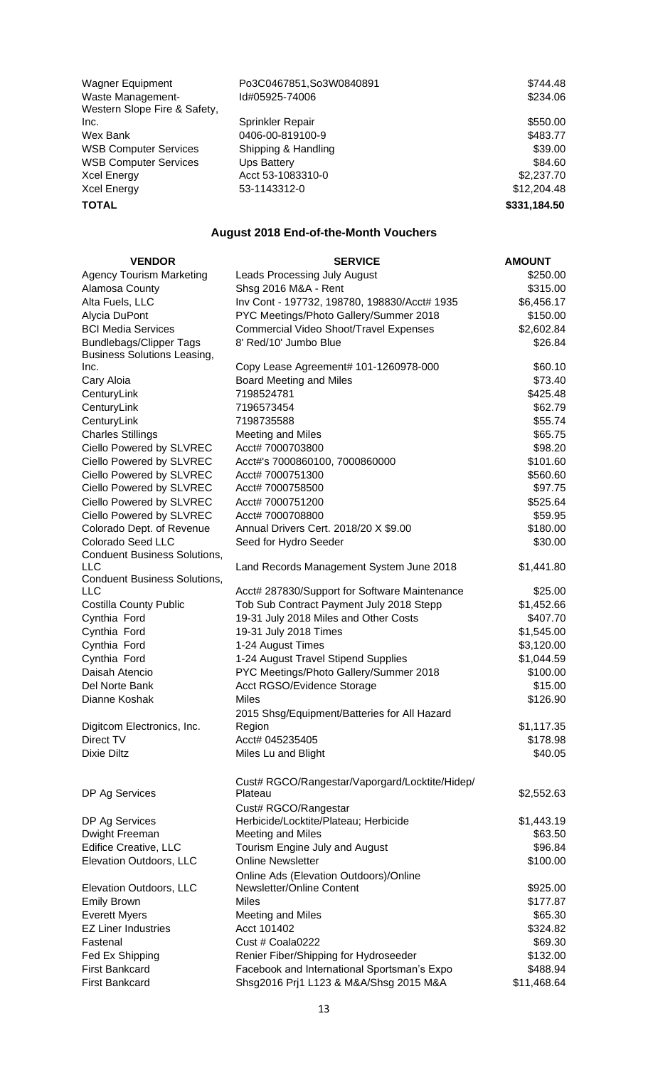| | | |
|---|---|---|
| Wagner Equipment | Po3C0467851,So3W0840891 | $744.48 |
| Waste Management- | Id#05925-74006 | $234.06 |
| Western Slope Fire & Safety, Inc. | Sprinkler Repair | $550.00 |
| Wex Bank | 0406-00-819100-9 | $483.77 |
| WSB Computer Services | Shipping & Handling | $39.00 |
| WSB Computer Services | Ups Battery | $84.60 |
| Xcel Energy | Acct 53-1083310-0 | $2,237.70 |
| Xcel Energy | 53-1143312-0 | $12,204.48 |
| **TOTAL** | | **$331,184.50** |

## August 2018 End-of-the-Month Vouchers

| VENDOR | SERVICE | AMOUNT |
|---|---|---|
| Agency Tourism Marketing | Leads Processing July August | $250.00 |
| Alamosa County | Shsg 2016 M&A - Rent | $315.00 |
| Alta Fuels, LLC | Inv Cont - 197732, 198780, 198830/Acct# 1935 | $6,456.17 |
| Alycia DuPont | PYC Meetings/Photo Gallery/Summer 2018 | $150.00 |
| BCI Media Services | Commercial Video Shoot/Travel Expenses | $2,602.84 |
| Bundlebags/Clipper Tags | 8' Red/10' Jumbo Blue | $26.84 |
| Business Solutions Leasing, Inc. | Copy Lease Agreement# 101-1260978-000 | $60.10 |
| Cary Aloia | Board Meeting and Miles | $73.40 |
| CenturyLink | 7198524781 | $425.48 |
| CenturyLink | 7196573454 | $62.79 |
| CenturyLink | 7198735588 | $55.74 |
| Charles Stillings | Meeting and Miles | $65.75 |
| Ciello Powered by SLVREC | Acct# 7000703800 | $98.20 |
| Ciello Powered by SLVREC | Acct#'s 7000860100, 7000860000 | $101.60 |
| Ciello Powered by SLVREC | Acct# 7000751300 | $560.60 |
| Ciello Powered by SLVREC | Acct# 7000758500 | $97.75 |
| Ciello Powered by SLVREC | Acct# 7000751200 | $525.64 |
| Ciello Powered by SLVREC | Acct# 7000708800 | $59.95 |
| Colorado Dept. of Revenue | Annual Drivers Cert. 2018/20 X $9.00 | $180.00 |
| Colorado Seed LLC | Seed for Hydro Seeder | $30.00 |
| Conduent Business Solutions, LLC | Land Records Management System June 2018 | $1,441.80 |
| Conduent Business Solutions, LLC | Acct# 287830/Support for Software Maintenance | $25.00 |
| Costilla County Public | Tob Sub Contract Payment July 2018 Stepp | $1,452.66 |
| Cynthia Ford | 19-31 July 2018 Miles and Other Costs | $407.70 |
| Cynthia Ford | 19-31 July 2018 Times | $1,545.00 |
| Cynthia Ford | 1-24 August Times | $3,120.00 |
| Cynthia Ford | 1-24 August Travel Stipend Supplies | $1,044.59 |
| Daisah Atencio | PYC Meetings/Photo Gallery/Summer 2018 | $100.00 |
| Del Norte Bank | Acct RGSO/Evidence Storage | $15.00 |
| Dianne Koshak | Miles | $126.90 |
| Digitcom Electronics, Inc. | 2015 Shsg/Equipment/Batteries for All Hazard Region | $1,117.35 |
| Direct TV | Acct# 045235405 | $178.98 |
| Dixie Diltz | Miles Lu and Blight | $40.05 |
| DP Ag Services | Cust# RGCO/Rangestar/Vaporgard/Locktite/Hidep/ Plateau | $2,552.63 |
| DP Ag Services | Cust# RGCO/Rangestar Herbicide/Locktite/Plateau; Herbicide | $1,443.19 |
| Dwight Freeman | Meeting and Miles | $63.50 |
| Edifice Creative, LLC | Tourism Engine July and August | $96.84 |
| Elevation Outdoors, LLC | Online Newsletter | $100.00 |
| Elevation Outdoors, LLC | Online Ads (Elevation Outdoors)/Online Newsletter/Online Content | $925.00 |
| Emily Brown | Miles | $177.87 |
| Everett Myers | Meeting and Miles | $65.30 |
| EZ Liner Industries | Acct 101402 | $324.82 |
| Fastenal | Cust # Coala0222 | $69.30 |
| Fed Ex Shipping | Renier Fiber/Shipping for Hydroseeder | $132.00 |
| First Bankcard | Facebook and International Sportsman's Expo | $488.94 |
| First Bankcard | Shsg2016 Prj1 L123 & M&A/Shsg 2015 M&A | $11,468.64 |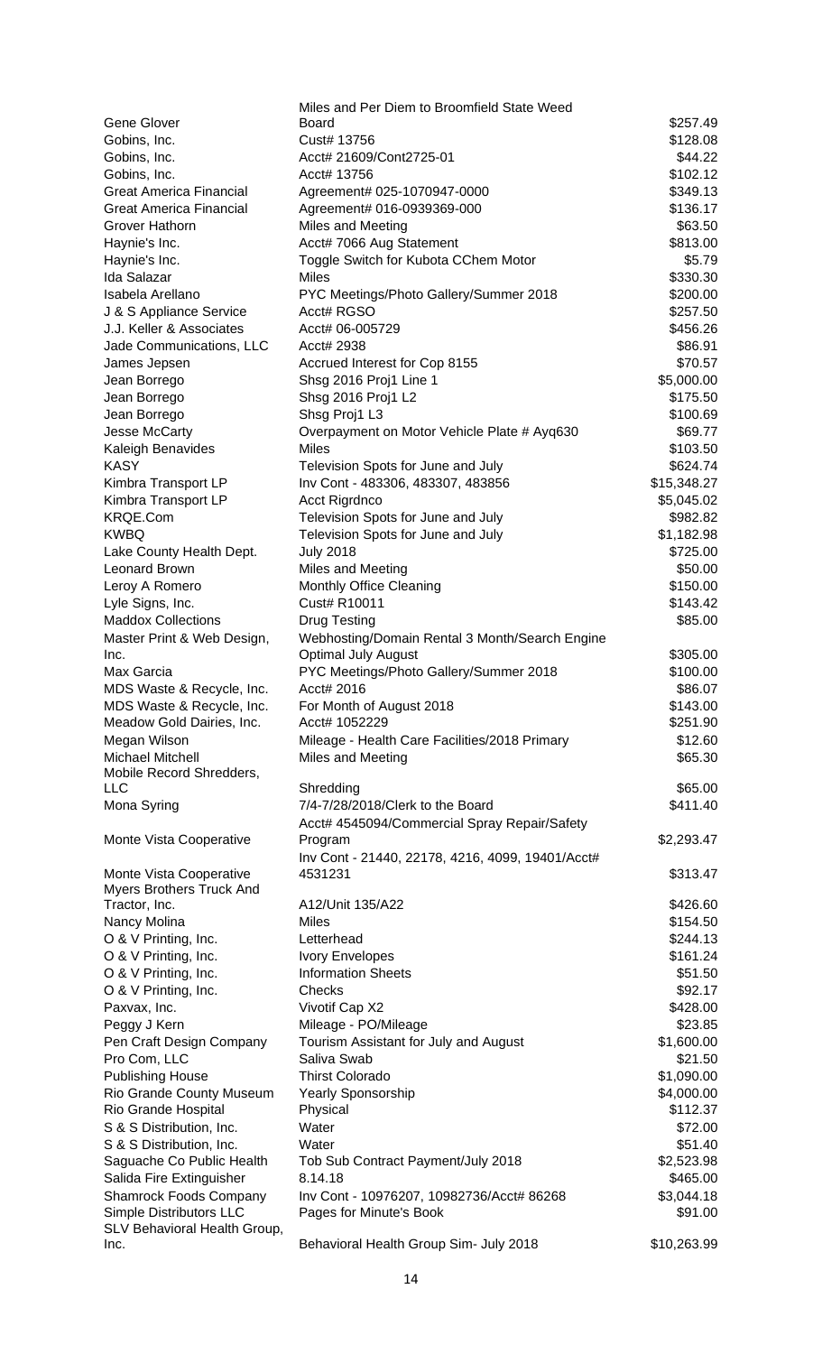| | | |
|---|---|---|
| Gene Glover | Miles and Per Diem to Broomfield State Weed Board | $257.49 |
| Gobins, Inc. | Cust# 13756 | $128.08 |
| Gobins, Inc. | Acct# 21609/Cont2725-01 | $44.22 |
| Gobins, Inc. | Acct# 13756 | $102.12 |
| Great America Financial | Agreement# 025-1070947-0000 | $349.13 |
| Great America Financial | Agreement# 016-0939369-000 | $136.17 |
| Grover Hathorn | Miles and Meeting | $63.50 |
| Haynie's Inc. | Acct# 7066 Aug Statement | $813.00 |
| Haynie's Inc. | Toggle Switch for Kubota CChem Motor | $5.79 |
| Ida Salazar | Miles | $330.30 |
| Isabela Arellano | PYC Meetings/Photo Gallery/Summer 2018 | $200.00 |
| J & S Appliance Service | Acct# RGSO | $257.50 |
| J.J. Keller & Associates | Acct# 06-005729 | $456.26 |
| Jade Communications, LLC | Acct# 2938 | $86.91 |
| James Jepsen | Accrued Interest for Cop 8155 | $70.57 |
| Jean Borrego | Shsg 2016 Proj1 Line 1 | $5,000.00 |
| Jean Borrego | Shsg 2016 Proj1 L2 | $175.50 |
| Jean Borrego | Shsg Proj1 L3 | $100.69 |
| Jesse McCarty | Overpayment on Motor Vehicle Plate # Ayq630 | $69.77 |
| Kaleigh Benavides | Miles | $103.50 |
| KASY | Television Spots for June and July | $624.74 |
| Kimbra Transport LP | Inv Cont - 483306, 483307, 483856 | $15,348.27 |
| Kimbra Transport LP | Acct Rigrdnco | $5,045.02 |
| KRQE.Com | Television Spots for June and July | $982.82 |
| KWBQ | Television Spots for June and July | $1,182.98 |
| Lake County Health Dept. | July 2018 | $725.00 |
| Leonard Brown | Miles and Meeting | $50.00 |
| Leroy A Romero | Monthly Office Cleaning | $150.00 |
| Lyle Signs, Inc. | Cust# R10011 | $143.42 |
| Maddox Collections | Drug Testing | $85.00 |
| Master Print & Web Design, Inc. | Webhosting/Domain Rental 3 Month/Search Engine Optimal July August | $305.00 |
| Max Garcia | PYC Meetings/Photo Gallery/Summer 2018 | $100.00 |
| MDS Waste & Recycle, Inc. | Acct# 2016 | $86.07 |
| MDS Waste & Recycle, Inc. | For Month of August 2018 | $143.00 |
| Meadow Gold Dairies, Inc. | Acct# 1052229 | $251.90 |
| Megan Wilson | Mileage - Health Care Facilities/2018 Primary | $12.60 |
| Michael Mitchell | Miles and Meeting | $65.30 |
| Mobile Record Shredders, LLC | Shredding | $65.00 |
| Mona Syring | 7/4-7/28/2018/Clerk to the Board | $411.40 |
| Monte Vista Cooperative | Acct# 4545094/Commercial Spray Repair/Safety Program | $2,293.47 |
| Monte Vista Cooperative | Inv Cont - 21440, 22178, 4216, 4099, 19401/Acct# 4531231 | $313.47 |
| Myers Brothers Truck And Tractor, Inc. | A12/Unit 135/A22 | $426.60 |
| Nancy Molina | Miles | $154.50 |
| O & V Printing, Inc. | Letterhead | $244.13 |
| O & V Printing, Inc. | Ivory Envelopes | $161.24 |
| O & V Printing, Inc. | Information Sheets | $51.50 |
| O & V Printing, Inc. | Checks | $92.17 |
| Paxvax, Inc. | Vivotif Cap X2 | $428.00 |
| Peggy J Kern | Mileage - PO/Mileage | $23.85 |
| Pen Craft Design Company | Tourism Assistant for July and August | $1,600.00 |
| Pro Com, LLC | Saliva Swab | $21.50 |
| Publishing House | Thirst Colorado | $1,090.00 |
| Rio Grande County Museum | Yearly Sponsorship | $4,000.00 |
| Rio Grande Hospital | Physical | $112.37 |
| S & S Distribution, Inc. | Water | $72.00 |
| S & S Distribution, Inc. | Water | $51.40 |
| Saguache Co Public Health | Tob Sub Contract Payment/July 2018 | $2,523.98 |
| Salida Fire Extinguisher | 8.14.18 | $465.00 |
| Shamrock Foods Company | Inv Cont - 10976207, 10982736/Acct# 86268 | $3,044.18 |
| Simple Distributors LLC | Pages for Minute's Book | $91.00 |
| SLV Behavioral Health Group, Inc. | Behavioral Health Group Sim- July 2018 | $10,263.99 |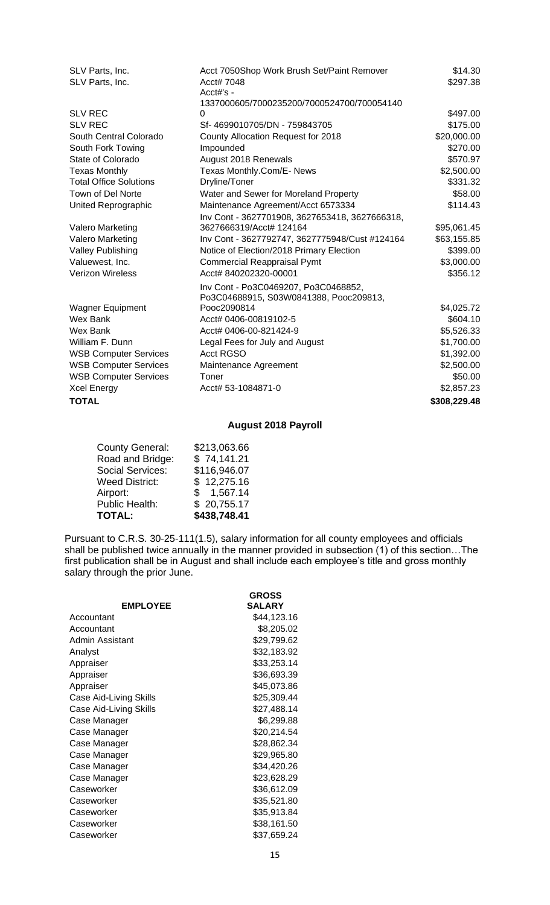| | | |
|---|---|---|
| SLV Parts, Inc. | Acct 7050Shop Work Brush Set/Paint Remover | $14.30 |
| SLV Parts, Inc. | Acct# 7048 | $297.38 |
| SLV REC | Acct#'s - 1337000605/7000235200/7000524700/7000541400 | $497.00 |
| SLV REC | Sf- 4699010705/DN - 759843705 | $175.00 |
| South Central Colorado | County Allocation Request for 2018 | $20,000.00 |
| South Fork Towing | Impounded | $270.00 |
| State of Colorado | August 2018 Renewals | $570.97 |
| Texas Monthly | Texas Monthly.Com/E- News | $2,500.00 |
| Total Office Solutions | Dryline/Toner | $331.32 |
| Town of Del Norte | Water and Sewer for Moreland Property | $58.00 |
| United Reprographic | Maintenance Agreement/Acct 6573334 | $114.43 |
| Valero Marketing | Inv Cont - 3627701908, 3627653418, 3627666318, 3627666319/Acct# 124164 | $95,061.45 |
| Valero Marketing | Inv Cont - 3627792747, 3627775948/Cust #124164 | $63,155.85 |
| Valley Publishing | Notice of Election/2018 Primary Election | $399.00 |
| Valuewest, Inc. | Commercial Reappraisal Pymt | $3,000.00 |
| Verizon Wireless | Acct# 840202320-00001 | $356.12 |
| Wagner Equipment | Inv Cont - Po3C0469207, Po3C0468852, Po3C04688915, S03W0841388, Pooc209813, Pooc2090814 | $4,025.72 |
| Wex Bank | Acct# 0406-00819102-5 | $604.10 |
| Wex Bank | Acct# 0406-00-821424-9 | $5,526.33 |
| William F. Dunn | Legal Fees for July and August | $1,700.00 |
| WSB Computer Services | Acct RGSO | $1,392.00 |
| WSB Computer Services | Maintenance Agreement | $2,500.00 |
| WSB Computer Services | Toner | $50.00 |
| Xcel Energy | Acct# 53-1084871-0 | $2,857.23 |
| **TOTAL** | | **$308,229.48** |

## August 2018 Payroll

| | |
|---|---|
| County General: | $213,063.66 |
| Road and Bridge: | $ 74,141.21 |
| Social Services: | $116,946.07 |
| Weed District: | $ 12,275.16 |
| Airport: | $ 1,567.14 |
| Public Health: | $ 20,755.17 |
| **TOTAL:** | **$438,748.41** |

Pursuant to C.R.S. 30-25-111(1.5), salary information for all county employees and officials shall be published twice annually in the manner provided in subsection (1) of this section…The first publication shall be in August and shall include each employee's title and gross monthly salary through the prior June.

| EMPLOYEE | GROSS SALARY |
|---|---|
| Accountant | $44,123.16 |
| Accountant | $8,205.02 |
| Admin Assistant | $29,799.62 |
| Analyst | $32,183.92 |
| Appraiser | $33,253.14 |
| Appraiser | $36,693.39 |
| Appraiser | $45,073.86 |
| Case Aid-Living Skills | $25,309.44 |
| Case Aid-Living Skills | $27,488.14 |
| Case Manager | $6,299.88 |
| Case Manager | $20,214.54 |
| Case Manager | $28,862.34 |
| Case Manager | $29,965.80 |
| Case Manager | $34,420.26 |
| Case Manager | $23,628.29 |
| Caseworker | $36,612.09 |
| Caseworker | $35,521.80 |
| Caseworker | $35,913.84 |
| Caseworker | $38,161.50 |
| Caseworker | $37,659.24 |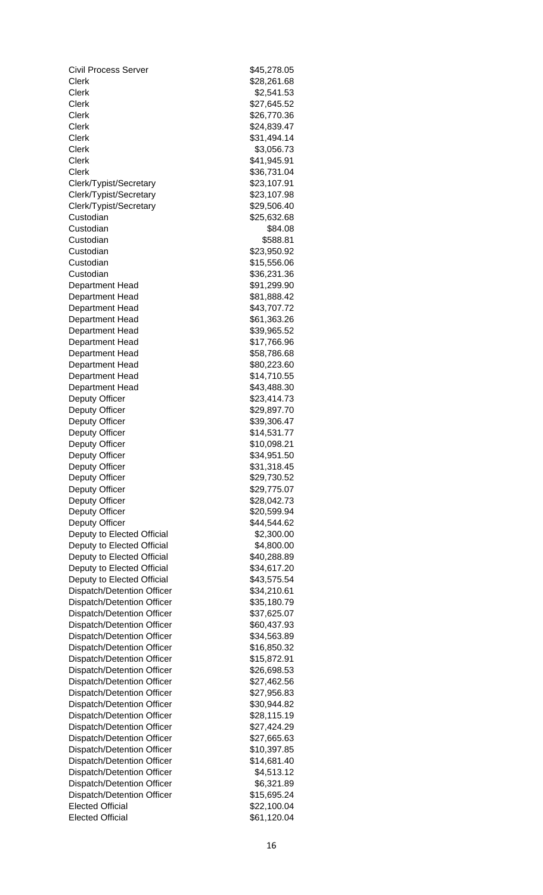| | |
|---|---|
| Civil Process Server | $45,278.05 |
| Clerk | $28,261.68 |
| Clerk | $2,541.53 |
| Clerk | $27,645.52 |
| Clerk | $26,770.36 |
| Clerk | $24,839.47 |
| Clerk | $31,494.14 |
| Clerk | $3,056.73 |
| Clerk | $41,945.91 |
| Clerk | $36,731.04 |
| Clerk/Typist/Secretary | $23,107.91 |
| Clerk/Typist/Secretary | $23,107.98 |
| Clerk/Typist/Secretary | $29,506.40 |
| Custodian | $25,632.68 |
| Custodian | $84.08 |
| Custodian | $588.81 |
| Custodian | $23,950.92 |
| Custodian | $15,556.06 |
| Custodian | $36,231.36 |
| Department Head | $91,299.90 |
| Department Head | $81,888.42 |
| Department Head | $43,707.72 |
| Department Head | $61,363.26 |
| Department Head | $39,965.52 |
| Department Head | $17,766.96 |
| Department Head | $58,786.68 |
| Department Head | $80,223.60 |
| Department Head | $14,710.55 |
| Department Head | $43,488.30 |
| Deputy Officer | $23,414.73 |
| Deputy Officer | $29,897.70 |
| Deputy Officer | $39,306.47 |
| Deputy Officer | $14,531.77 |
| Deputy Officer | $10,098.21 |
| Deputy Officer | $34,951.50 |
| Deputy Officer | $31,318.45 |
| Deputy Officer | $29,730.52 |
| Deputy Officer | $29,775.07 |
| Deputy Officer | $28,042.73 |
| Deputy Officer | $20,599.94 |
| Deputy Officer | $44,544.62 |
| Deputy to Elected Official | $2,300.00 |
| Deputy to Elected Official | $4,800.00 |
| Deputy to Elected Official | $40,288.89 |
| Deputy to Elected Official | $34,617.20 |
| Deputy to Elected Official | $43,575.54 |
| Dispatch/Detention Officer | $34,210.61 |
| Dispatch/Detention Officer | $35,180.79 |
| Dispatch/Detention Officer | $37,625.07 |
| Dispatch/Detention Officer | $60,437.93 |
| Dispatch/Detention Officer | $34,563.89 |
| Dispatch/Detention Officer | $16,850.32 |
| Dispatch/Detention Officer | $15,872.91 |
| Dispatch/Detention Officer | $26,698.53 |
| Dispatch/Detention Officer | $27,462.56 |
| Dispatch/Detention Officer | $27,956.83 |
| Dispatch/Detention Officer | $30,944.82 |
| Dispatch/Detention Officer | $28,115.19 |
| Dispatch/Detention Officer | $27,424.29 |
| Dispatch/Detention Officer | $27,665.63 |
| Dispatch/Detention Officer | $10,397.85 |
| Dispatch/Detention Officer | $14,681.40 |
| Dispatch/Detention Officer | $4,513.12 |
| Dispatch/Detention Officer | $6,321.89 |
| Dispatch/Detention Officer | $15,695.24 |
| Elected Official | $22,100.04 |
| Elected Official | $61,120.04 |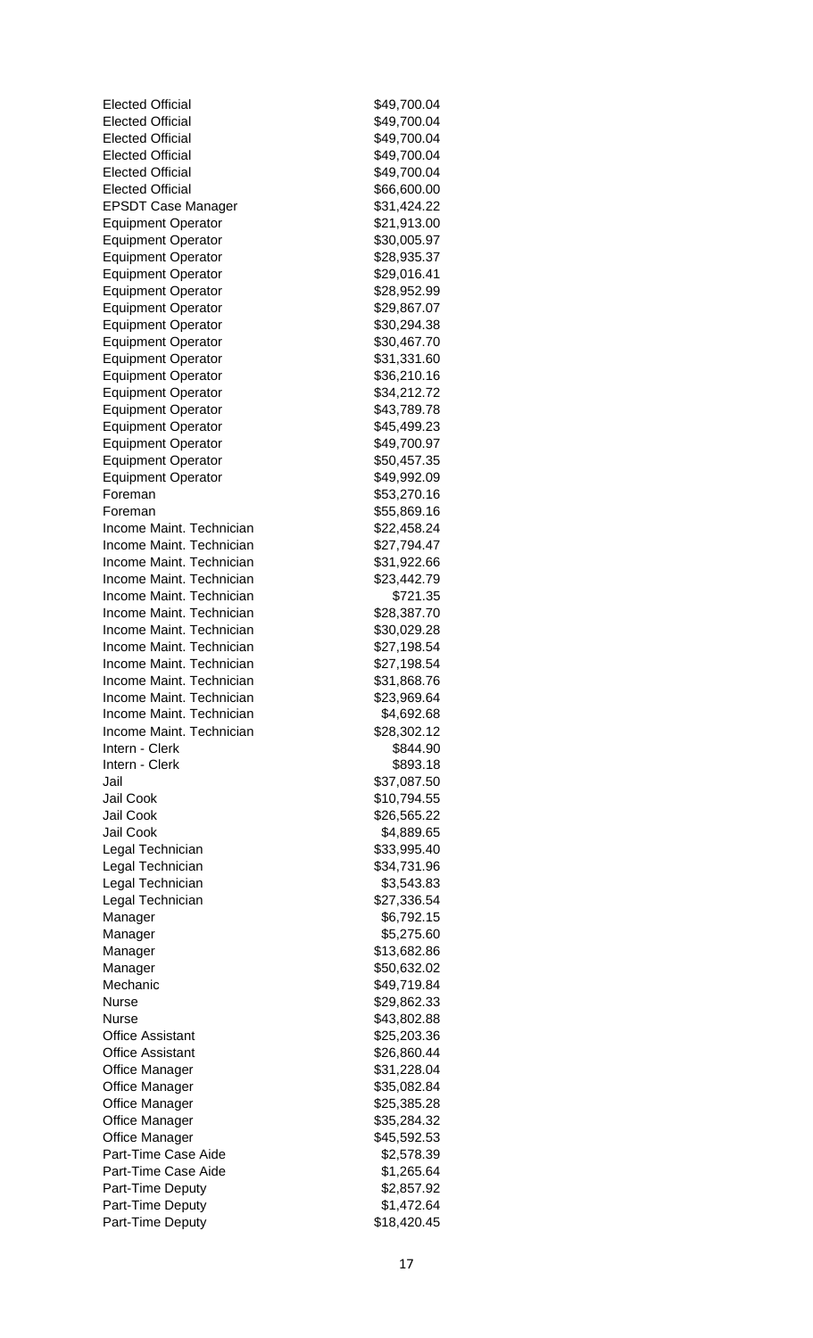| | |
|---|---|
| Elected Official | $49,700.04 |
| Elected Official | $49,700.04 |
| Elected Official | $49,700.04 |
| Elected Official | $49,700.04 |
| Elected Official | $49,700.04 |
| Elected Official | $66,600.00 |
| EPSDT Case Manager | $31,424.22 |
| Equipment Operator | $21,913.00 |
| Equipment Operator | $30,005.97 |
| Equipment Operator | $28,935.37 |
| Equipment Operator | $29,016.41 |
| Equipment Operator | $28,952.99 |
| Equipment Operator | $29,867.07 |
| Equipment Operator | $30,294.38 |
| Equipment Operator | $30,467.70 |
| Equipment Operator | $31,331.60 |
| Equipment Operator | $36,210.16 |
| Equipment Operator | $34,212.72 |
| Equipment Operator | $43,789.78 |
| Equipment Operator | $45,499.23 |
| Equipment Operator | $49,700.97 |
| Equipment Operator | $50,457.35 |
| Equipment Operator | $49,992.09 |
| Foreman | $53,270.16 |
| Foreman | $55,869.16 |
| Income Maint. Technician | $22,458.24 |
| Income Maint. Technician | $27,794.47 |
| Income Maint. Technician | $31,922.66 |
| Income Maint. Technician | $23,442.79 |
| Income Maint. Technician | $721.35 |
| Income Maint. Technician | $28,387.70 |
| Income Maint. Technician | $30,029.28 |
| Income Maint. Technician | $27,198.54 |
| Income Maint. Technician | $27,198.54 |
| Income Maint. Technician | $31,868.76 |
| Income Maint. Technician | $23,969.64 |
| Income Maint. Technician | $4,692.68 |
| Income Maint. Technician | $28,302.12 |
| Intern - Clerk | $844.90 |
| Intern - Clerk | $893.18 |
| Jail | $37,087.50 |
| Jail Cook | $10,794.55 |
| Jail Cook | $26,565.22 |
| Jail Cook | $4,889.65 |
| Legal Technician | $33,995.40 |
| Legal Technician | $34,731.96 |
| Legal Technician | $3,543.83 |
| Legal Technician | $27,336.54 |
| Manager | $6,792.15 |
| Manager | $5,275.60 |
| Manager | $13,682.86 |
| Manager | $50,632.02 |
| Mechanic | $49,719.84 |
| Nurse | $29,862.33 |
| Nurse | $43,802.88 |
| Office Assistant | $25,203.36 |
| Office Assistant | $26,860.44 |
| Office Manager | $31,228.04 |
| Office Manager | $35,082.84 |
| Office Manager | $25,385.28 |
| Office Manager | $35,284.32 |
| Office Manager | $45,592.53 |
| Part-Time Case Aide | $2,578.39 |
| Part-Time Case Aide | $1,265.64 |
| Part-Time Deputy | $2,857.92 |
| Part-Time Deputy | $1,472.64 |
| Part-Time Deputy | $18,420.45 |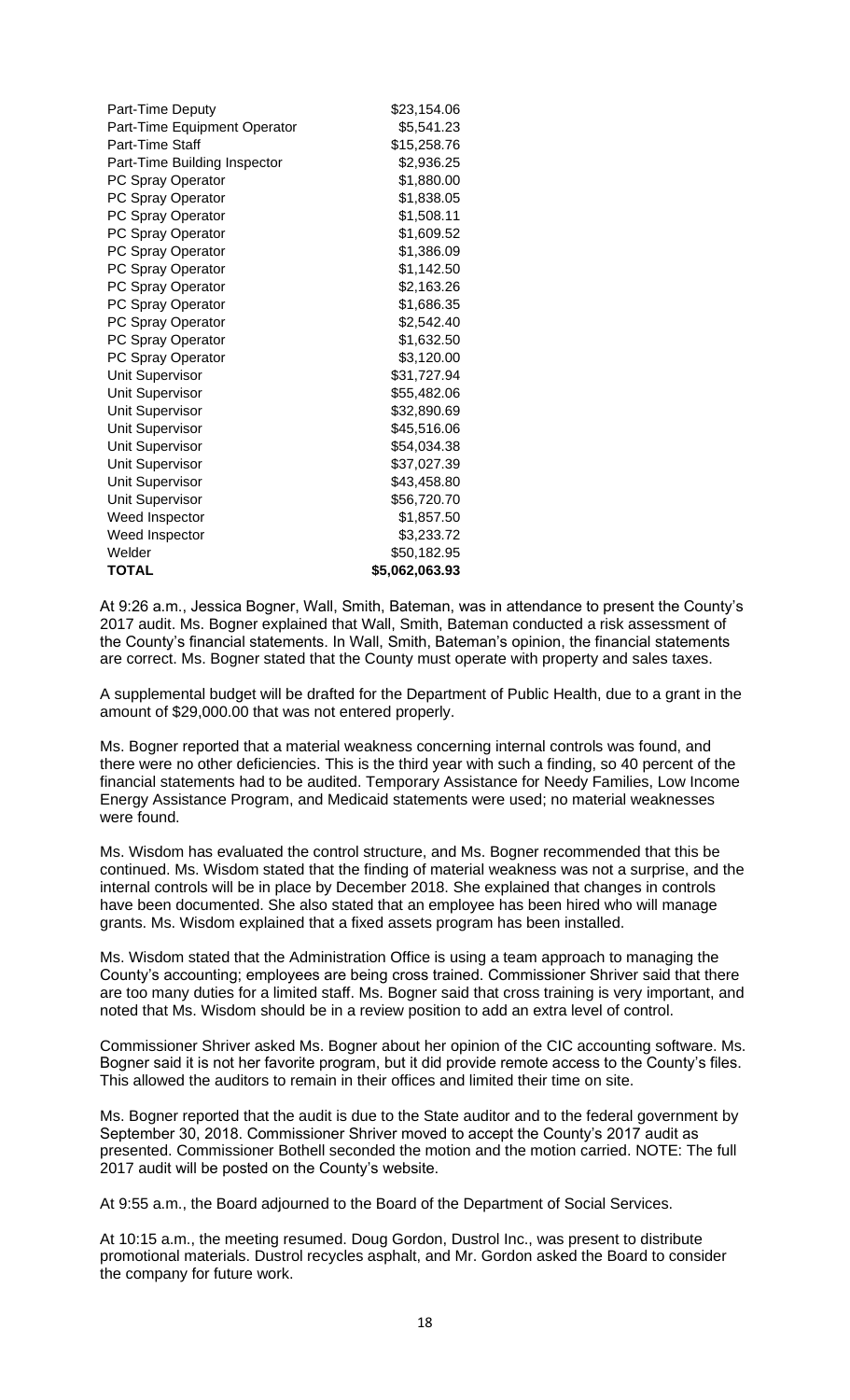| | |
|---|---|
| Part-Time Deputy | \$23,154.06 |
| Part-Time Equipment Operator | \$5,541.23 |
| Part-Time Staff | \$15,258.76 |
| Part-Time Building Inspector | \$2,936.25 |
| PC Spray Operator | \$1,880.00 |
| PC Spray Operator | \$1,838.05 |
| PC Spray Operator | \$1,508.11 |
| PC Spray Operator | \$1,609.52 |
| PC Spray Operator | \$1,386.09 |
| PC Spray Operator | \$1,142.50 |
| PC Spray Operator | \$2,163.26 |
| PC Spray Operator | \$1,686.35 |
| PC Spray Operator | \$2,542.40 |
| PC Spray Operator | \$1,632.50 |
| PC Spray Operator | \$3,120.00 |
| Unit Supervisor | \$31,727.94 |
| Unit Supervisor | \$55,482.06 |
| Unit Supervisor | \$32,890.69 |
| Unit Supervisor | \$45,516.06 |
| Unit Supervisor | \$54,034.38 |
| Unit Supervisor | \$37,027.39 |
| Unit Supervisor | \$43,458.80 |
| Unit Supervisor | \$56,720.70 |
| Weed Inspector | \$1,857.50 |
| Weed Inspector | \$3,233.72 |
| Welder | \$50,182.95 |
| **TOTAL** | **\$5,062,063.93** |

At 9:26 a.m., Jessica Bogner, Wall, Smith, Bateman, was in attendance to present the County's 2017 audit. Ms. Bogner explained that Wall, Smith, Bateman conducted a risk assessment of the County's financial statements. In Wall, Smith, Bateman's opinion, the financial statements are correct. Ms. Bogner stated that the County must operate with property and sales taxes.

A supplemental budget will be drafted for the Department of Public Health, due to a grant in the amount of \$29,000.00 that was not entered properly.

Ms. Bogner reported that a material weakness concerning internal controls was found, and there were no other deficiencies. This is the third year with such a finding, so 40 percent of the financial statements had to be audited. Temporary Assistance for Needy Families, Low Income Energy Assistance Program, and Medicaid statements were used; no material weaknesses were found.

Ms. Wisdom has evaluated the control structure, and Ms. Bogner recommended that this be continued. Ms. Wisdom stated that the finding of material weakness was not a surprise, and the internal controls will be in place by December 2018. She explained that changes in controls have been documented. She also stated that an employee has been hired who will manage grants. Ms. Wisdom explained that a fixed assets program has been installed.

Ms. Wisdom stated that the Administration Office is using a team approach to managing the County's accounting; employees are being cross trained. Commissioner Shriver said that there are too many duties for a limited staff. Ms. Bogner said that cross training is very important, and noted that Ms. Wisdom should be in a review position to add an extra level of control.

Commissioner Shriver asked Ms. Bogner about her opinion of the CIC accounting software. Ms. Bogner said it is not her favorite program, but it did provide remote access to the County's files. This allowed the auditors to remain in their offices and limited their time on site.

Ms. Bogner reported that the audit is due to the State auditor and to the federal government by September 30, 2018. Commissioner Shriver moved to accept the County's 2017 audit as presented. Commissioner Bothell seconded the motion and the motion carried. NOTE: The full 2017 audit will be posted on the County's website.

At 9:55 a.m., the Board adjourned to the Board of the Department of Social Services.

At 10:15 a.m., the meeting resumed. Doug Gordon, Dustrol Inc., was present to distribute promotional materials. Dustrol recycles asphalt, and Mr. Gordon asked the Board to consider the company for future work.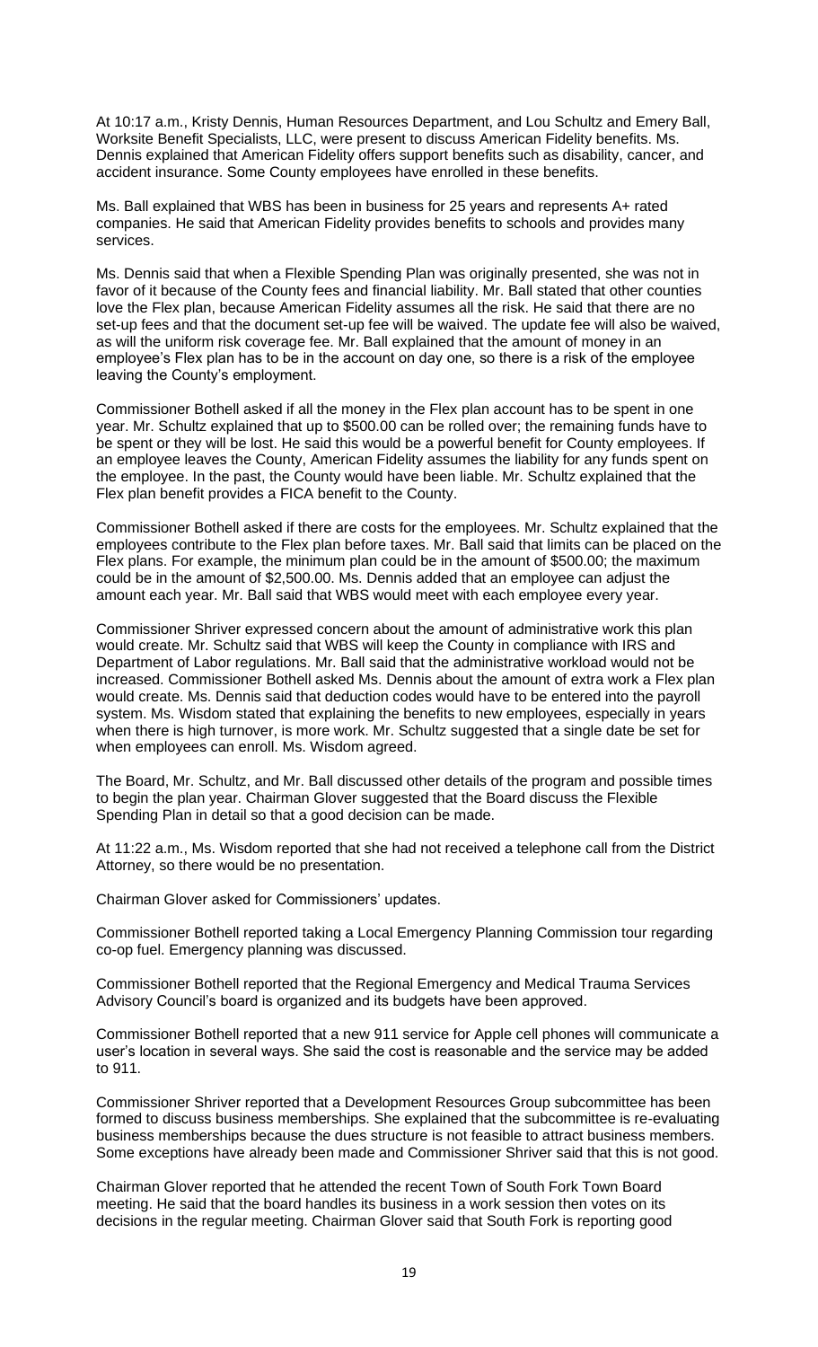At 10:17 a.m., Kristy Dennis, Human Resources Department, and Lou Schultz and Emery Ball, Worksite Benefit Specialists, LLC, were present to discuss American Fidelity benefits. Ms. Dennis explained that American Fidelity offers support benefits such as disability, cancer, and accident insurance. Some County employees have enrolled in these benefits.

Ms. Ball explained that WBS has been in business for 25 years and represents A+ rated companies. He said that American Fidelity provides benefits to schools and provides many services.

Ms. Dennis said that when a Flexible Spending Plan was originally presented, she was not in favor of it because of the County fees and financial liability. Mr. Ball stated that other counties love the Flex plan, because American Fidelity assumes all the risk. He said that there are no set-up fees and that the document set-up fee will be waived. The update fee will also be waived, as will the uniform risk coverage fee. Mr. Ball explained that the amount of money in an employee's Flex plan has to be in the account on day one, so there is a risk of the employee leaving the County's employment.

Commissioner Bothell asked if all the money in the Flex plan account has to be spent in one year. Mr. Schultz explained that up to $500.00 can be rolled over; the remaining funds have to be spent or they will be lost. He said this would be a powerful benefit for County employees. If an employee leaves the County, American Fidelity assumes the liability for any funds spent on the employee. In the past, the County would have been liable. Mr. Schultz explained that the Flex plan benefit provides a FICA benefit to the County.

Commissioner Bothell asked if there are costs for the employees. Mr. Schultz explained that the employees contribute to the Flex plan before taxes. Mr. Ball said that limits can be placed on the Flex plans. For example, the minimum plan could be in the amount of $500.00; the maximum could be in the amount of $2,500.00. Ms. Dennis added that an employee can adjust the amount each year. Mr. Ball said that WBS would meet with each employee every year.

Commissioner Shriver expressed concern about the amount of administrative work this plan would create. Mr. Schultz said that WBS will keep the County in compliance with IRS and Department of Labor regulations. Mr. Ball said that the administrative workload would not be increased. Commissioner Bothell asked Ms. Dennis about the amount of extra work a Flex plan would create. Ms. Dennis said that deduction codes would have to be entered into the payroll system. Ms. Wisdom stated that explaining the benefits to new employees, especially in years when there is high turnover, is more work. Mr. Schultz suggested that a single date be set for when employees can enroll. Ms. Wisdom agreed.

The Board, Mr. Schultz, and Mr. Ball discussed other details of the program and possible times to begin the plan year. Chairman Glover suggested that the Board discuss the Flexible Spending Plan in detail so that a good decision can be made.

At 11:22 a.m., Ms. Wisdom reported that she had not received a telephone call from the District Attorney, so there would be no presentation.

Chairman Glover asked for Commissioners' updates.

Commissioner Bothell reported taking a Local Emergency Planning Commission tour regarding co-op fuel. Emergency planning was discussed.

Commissioner Bothell reported that the Regional Emergency and Medical Trauma Services Advisory Council's board is organized and its budgets have been approved.

Commissioner Bothell reported that a new 911 service for Apple cell phones will communicate a user's location in several ways. She said the cost is reasonable and the service may be added to 911.

Commissioner Shriver reported that a Development Resources Group subcommittee has been formed to discuss business memberships. She explained that the subcommittee is re-evaluating business memberships because the dues structure is not feasible to attract business members. Some exceptions have already been made and Commissioner Shriver said that this is not good.

Chairman Glover reported that he attended the recent Town of South Fork Town Board meeting. He said that the board handles its business in a work session then votes on its decisions in the regular meeting. Chairman Glover said that South Fork is reporting good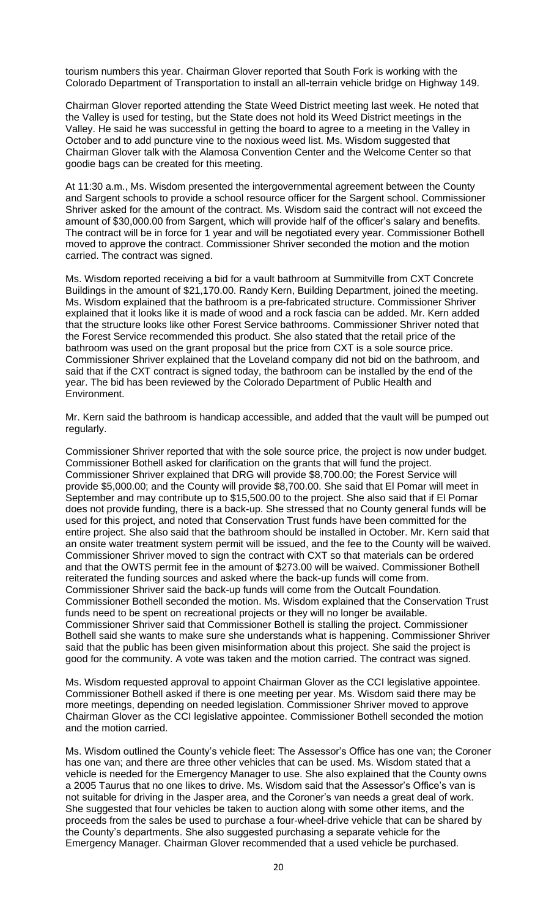tourism numbers this year. Chairman Glover reported that South Fork is working with the Colorado Department of Transportation to install an all-terrain vehicle bridge on Highway 149.

Chairman Glover reported attending the State Weed District meeting last week. He noted that the Valley is used for testing, but the State does not hold its Weed District meetings in the Valley. He said he was successful in getting the board to agree to a meeting in the Valley in October and to add puncture vine to the noxious weed list. Ms. Wisdom suggested that Chairman Glover talk with the Alamosa Convention Center and the Welcome Center so that goodie bags can be created for this meeting.

At 11:30 a.m., Ms. Wisdom presented the intergovernmental agreement between the County and Sargent schools to provide a school resource officer for the Sargent school. Commissioner Shriver asked for the amount of the contract. Ms. Wisdom said the contract will not exceed the amount of $30,000.00 from Sargent, which will provide half of the officer's salary and benefits. The contract will be in force for 1 year and will be negotiated every year. Commissioner Bothell moved to approve the contract. Commissioner Shriver seconded the motion and the motion carried. The contract was signed.

Ms. Wisdom reported receiving a bid for a vault bathroom at Summitville from CXT Concrete Buildings in the amount of $21,170.00. Randy Kern, Building Department, joined the meeting. Ms. Wisdom explained that the bathroom is a pre-fabricated structure. Commissioner Shriver explained that it looks like it is made of wood and a rock fascia can be added. Mr. Kern added that the structure looks like other Forest Service bathrooms. Commissioner Shriver noted that the Forest Service recommended this product. She also stated that the retail price of the bathroom was used on the grant proposal but the price from CXT is a sole source price. Commissioner Shriver explained that the Loveland company did not bid on the bathroom, and said that if the CXT contract is signed today, the bathroom can be installed by the end of the year. The bid has been reviewed by the Colorado Department of Public Health and Environment.

Mr. Kern said the bathroom is handicap accessible, and added that the vault will be pumped out regularly.

Commissioner Shriver reported that with the sole source price, the project is now under budget. Commissioner Bothell asked for clarification on the grants that will fund the project. Commissioner Shriver explained that DRG will provide $8,700.00; the Forest Service will provide $5,000.00; and the County will provide $8,700.00. She said that El Pomar will meet in September and may contribute up to $15,500.00 to the project. She also said that if El Pomar does not provide funding, there is a back-up. She stressed that no County general funds will be used for this project, and noted that Conservation Trust funds have been committed for the entire project. She also said that the bathroom should be installed in October. Mr. Kern said that an onsite water treatment system permit will be issued, and the fee to the County will be waived. Commissioner Shriver moved to sign the contract with CXT so that materials can be ordered and that the OWTS permit fee in the amount of $273.00 will be waived. Commissioner Bothell reiterated the funding sources and asked where the back-up funds will come from. Commissioner Shriver said the back-up funds will come from the Outcalt Foundation. Commissioner Bothell seconded the motion. Ms. Wisdom explained that the Conservation Trust funds need to be spent on recreational projects or they will no longer be available. Commissioner Shriver said that Commissioner Bothell is stalling the project. Commissioner Bothell said she wants to make sure she understands what is happening. Commissioner Shriver said that the public has been given misinformation about this project. She said the project is good for the community. A vote was taken and the motion carried. The contract was signed.

Ms. Wisdom requested approval to appoint Chairman Glover as the CCI legislative appointee. Commissioner Bothell asked if there is one meeting per year. Ms. Wisdom said there may be more meetings, depending on needed legislation. Commissioner Shriver moved to approve Chairman Glover as the CCI legislative appointee. Commissioner Bothell seconded the motion and the motion carried.

Ms. Wisdom outlined the County's vehicle fleet: The Assessor's Office has one van; the Coroner has one van; and there are three other vehicles that can be used. Ms. Wisdom stated that a vehicle is needed for the Emergency Manager to use. She also explained that the County owns a 2005 Taurus that no one likes to drive. Ms. Wisdom said that the Assessor's Office's van is not suitable for driving in the Jasper area, and the Coroner's van needs a great deal of work. She suggested that four vehicles be taken to auction along with some other items, and the proceeds from the sales be used to purchase a four-wheel-drive vehicle that can be shared by the County's departments. She also suggested purchasing a separate vehicle for the Emergency Manager. Chairman Glover recommended that a used vehicle be purchased.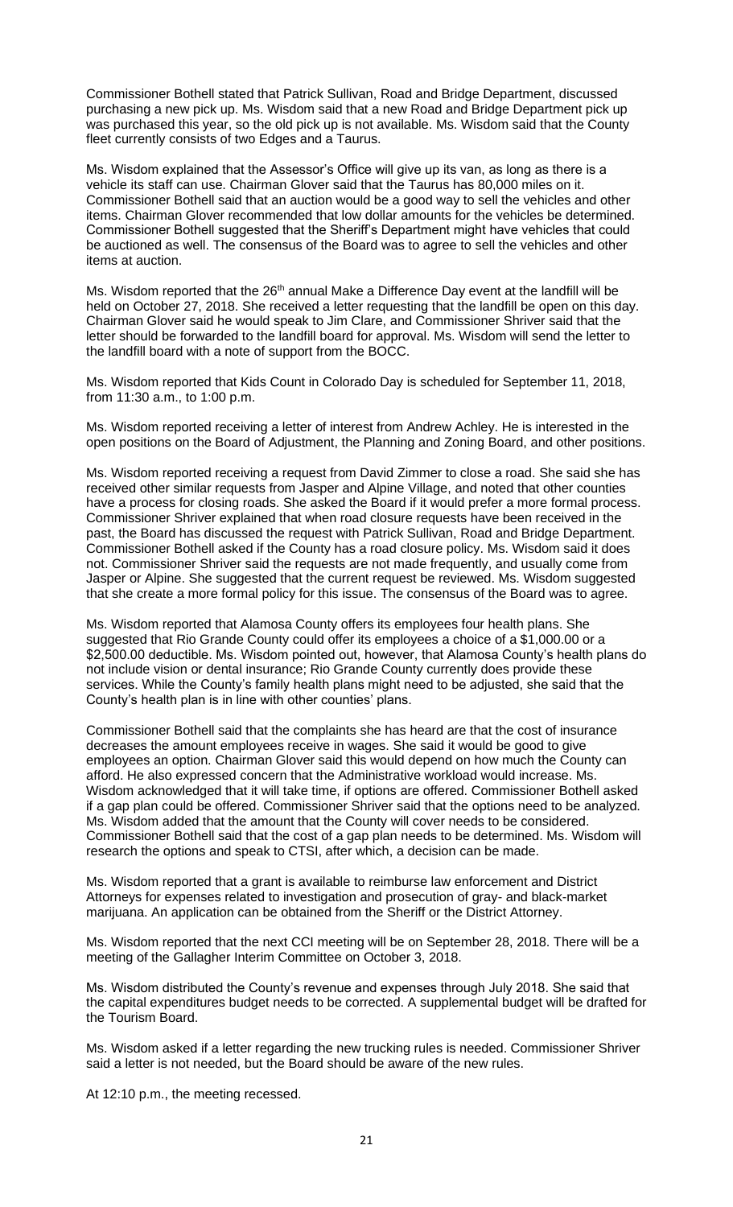Commissioner Bothell stated that Patrick Sullivan, Road and Bridge Department, discussed purchasing a new pick up. Ms. Wisdom said that a new Road and Bridge Department pick up was purchased this year, so the old pick up is not available. Ms. Wisdom said that the County fleet currently consists of two Edges and a Taurus.

Ms. Wisdom explained that the Assessor's Office will give up its van, as long as there is a vehicle its staff can use. Chairman Glover said that the Taurus has 80,000 miles on it. Commissioner Bothell said that an auction would be a good way to sell the vehicles and other items. Chairman Glover recommended that low dollar amounts for the vehicles be determined. Commissioner Bothell suggested that the Sheriff's Department might have vehicles that could be auctioned as well. The consensus of the Board was to agree to sell the vehicles and other items at auction.

Ms. Wisdom reported that the 26th annual Make a Difference Day event at the landfill will be held on October 27, 2018. She received a letter requesting that the landfill be open on this day. Chairman Glover said he would speak to Jim Clare, and Commissioner Shriver said that the letter should be forwarded to the landfill board for approval. Ms. Wisdom will send the letter to the landfill board with a note of support from the BOCC.

Ms. Wisdom reported that Kids Count in Colorado Day is scheduled for September 11, 2018, from 11:30 a.m., to 1:00 p.m.

Ms. Wisdom reported receiving a letter of interest from Andrew Achley. He is interested in the open positions on the Board of Adjustment, the Planning and Zoning Board, and other positions.

Ms. Wisdom reported receiving a request from David Zimmer to close a road. She said she has received other similar requests from Jasper and Alpine Village, and noted that other counties have a process for closing roads. She asked the Board if it would prefer a more formal process. Commissioner Shriver explained that when road closure requests have been received in the past, the Board has discussed the request with Patrick Sullivan, Road and Bridge Department. Commissioner Bothell asked if the County has a road closure policy. Ms. Wisdom said it does not. Commissioner Shriver said the requests are not made frequently, and usually come from Jasper or Alpine. She suggested that the current request be reviewed. Ms. Wisdom suggested that she create a more formal policy for this issue. The consensus of the Board was to agree.

Ms. Wisdom reported that Alamosa County offers its employees four health plans. She suggested that Rio Grande County could offer its employees a choice of a $1,000.00 or a $2,500.00 deductible. Ms. Wisdom pointed out, however, that Alamosa County's health plans do not include vision or dental insurance; Rio Grande County currently does provide these services. While the County's family health plans might need to be adjusted, she said that the County's health plan is in line with other counties' plans.

Commissioner Bothell said that the complaints she has heard are that the cost of insurance decreases the amount employees receive in wages. She said it would be good to give employees an option. Chairman Glover said this would depend on how much the County can afford. He also expressed concern that the Administrative workload would increase. Ms. Wisdom acknowledged that it will take time, if options are offered. Commissioner Bothell asked if a gap plan could be offered. Commissioner Shriver said that the options need to be analyzed. Ms. Wisdom added that the amount that the County will cover needs to be considered. Commissioner Bothell said that the cost of a gap plan needs to be determined. Ms. Wisdom will research the options and speak to CTSI, after which, a decision can be made.

Ms. Wisdom reported that a grant is available to reimburse law enforcement and District Attorneys for expenses related to investigation and prosecution of gray- and black-market marijuana. An application can be obtained from the Sheriff or the District Attorney.

Ms. Wisdom reported that the next CCI meeting will be on September 28, 2018. There will be a meeting of the Gallagher Interim Committee on October 3, 2018.

Ms. Wisdom distributed the County's revenue and expenses through July 2018. She said that the capital expenditures budget needs to be corrected. A supplemental budget will be drafted for the Tourism Board.

Ms. Wisdom asked if a letter regarding the new trucking rules is needed. Commissioner Shriver said a letter is not needed, but the Board should be aware of the new rules.

At 12:10 p.m., the meeting recessed.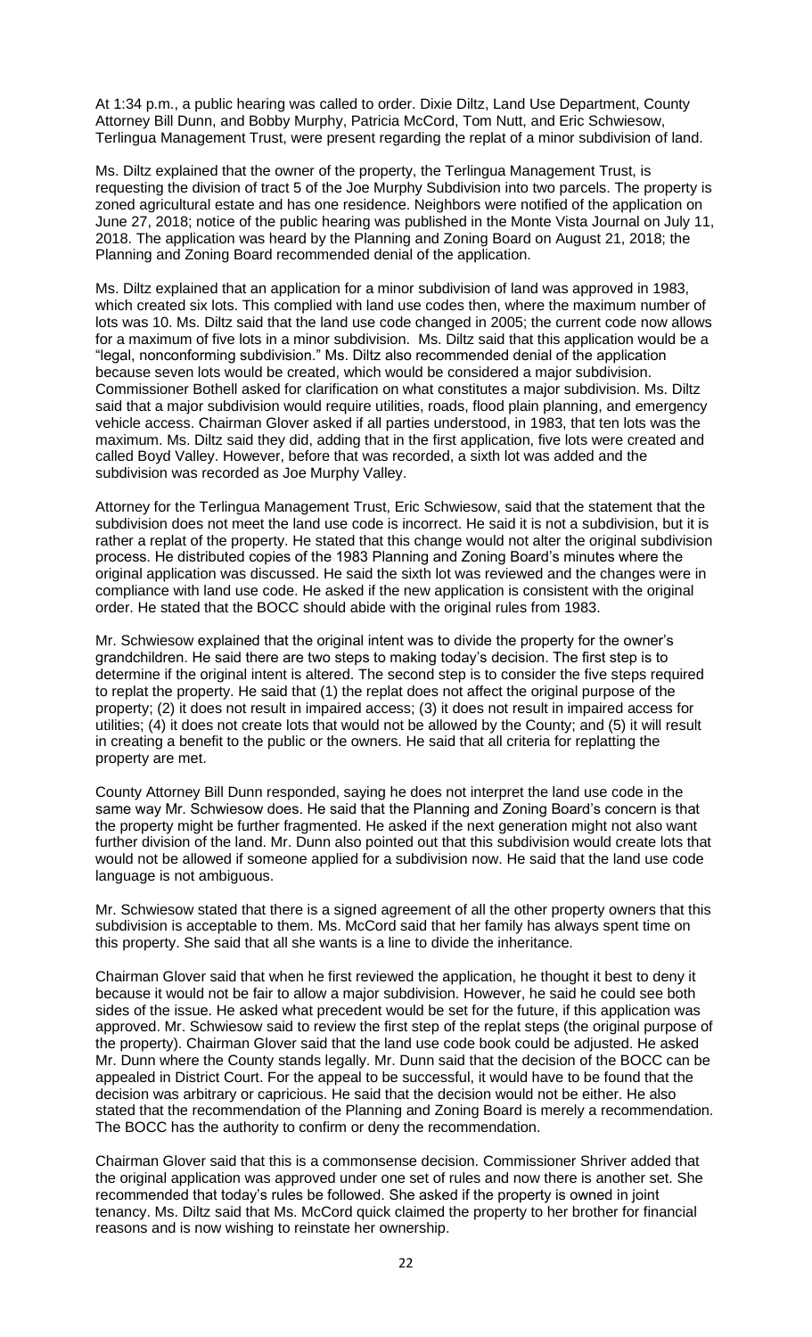At 1:34 p.m., a public hearing was called to order. Dixie Diltz, Land Use Department, County Attorney Bill Dunn, and Bobby Murphy, Patricia McCord, Tom Nutt, and Eric Schwiesow, Terlingua Management Trust, were present regarding the replat of a minor subdivision of land.

Ms. Diltz explained that the owner of the property, the Terlingua Management Trust, is requesting the division of tract 5 of the Joe Murphy Subdivision into two parcels. The property is zoned agricultural estate and has one residence. Neighbors were notified of the application on June 27, 2018; notice of the public hearing was published in the Monte Vista Journal on July 11, 2018. The application was heard by the Planning and Zoning Board on August 21, 2018; the Planning and Zoning Board recommended denial of the application.

Ms. Diltz explained that an application for a minor subdivision of land was approved in 1983, which created six lots. This complied with land use codes then, where the maximum number of lots was 10. Ms. Diltz said that the land use code changed in 2005; the current code now allows for a maximum of five lots in a minor subdivision. Ms. Diltz said that this application would be a "legal, nonconforming subdivision." Ms. Diltz also recommended denial of the application because seven lots would be created, which would be considered a major subdivision. Commissioner Bothell asked for clarification on what constitutes a major subdivision. Ms. Diltz said that a major subdivision would require utilities, roads, flood plain planning, and emergency vehicle access. Chairman Glover asked if all parties understood, in 1983, that ten lots was the maximum. Ms. Diltz said they did, adding that in the first application, five lots were created and called Boyd Valley. However, before that was recorded, a sixth lot was added and the subdivision was recorded as Joe Murphy Valley.

Attorney for the Terlingua Management Trust, Eric Schwiesow, said that the statement that the subdivision does not meet the land use code is incorrect. He said it is not a subdivision, but it is rather a replat of the property. He stated that this change would not alter the original subdivision process. He distributed copies of the 1983 Planning and Zoning Board's minutes where the original application was discussed. He said the sixth lot was reviewed and the changes were in compliance with land use code. He asked if the new application is consistent with the original order. He stated that the BOCC should abide with the original rules from 1983.

Mr. Schwiesow explained that the original intent was to divide the property for the owner's grandchildren. He said there are two steps to making today's decision. The first step is to determine if the original intent is altered. The second step is to consider the five steps required to replat the property. He said that (1) the replat does not affect the original purpose of the property; (2) it does not result in impaired access; (3) it does not result in impaired access for utilities; (4) it does not create lots that would not be allowed by the County; and (5) it will result in creating a benefit to the public or the owners. He said that all criteria for replatting the property are met.

County Attorney Bill Dunn responded, saying he does not interpret the land use code in the same way Mr. Schwiesow does. He said that the Planning and Zoning Board's concern is that the property might be further fragmented. He asked if the next generation might not also want further division of the land. Mr. Dunn also pointed out that this subdivision would create lots that would not be allowed if someone applied for a subdivision now. He said that the land use code language is not ambiguous.

Mr. Schwiesow stated that there is a signed agreement of all the other property owners that this subdivision is acceptable to them. Ms. McCord said that her family has always spent time on this property. She said that all she wants is a line to divide the inheritance.

Chairman Glover said that when he first reviewed the application, he thought it best to deny it because it would not be fair to allow a major subdivision. However, he said he could see both sides of the issue. He asked what precedent would be set for the future, if this application was approved. Mr. Schwiesow said to review the first step of the replat steps (the original purpose of the property). Chairman Glover said that the land use code book could be adjusted. He asked Mr. Dunn where the County stands legally. Mr. Dunn said that the decision of the BOCC can be appealed in District Court. For the appeal to be successful, it would have to be found that the decision was arbitrary or capricious. He said that the decision would not be either. He also stated that the recommendation of the Planning and Zoning Board is merely a recommendation. The BOCC has the authority to confirm or deny the recommendation.

Chairman Glover said that this is a commonsense decision. Commissioner Shriver added that the original application was approved under one set of rules and now there is another set. She recommended that today's rules be followed. She asked if the property is owned in joint tenancy. Ms. Diltz said that Ms. McCord quick claimed the property to her brother for financial reasons and is now wishing to reinstate her ownership.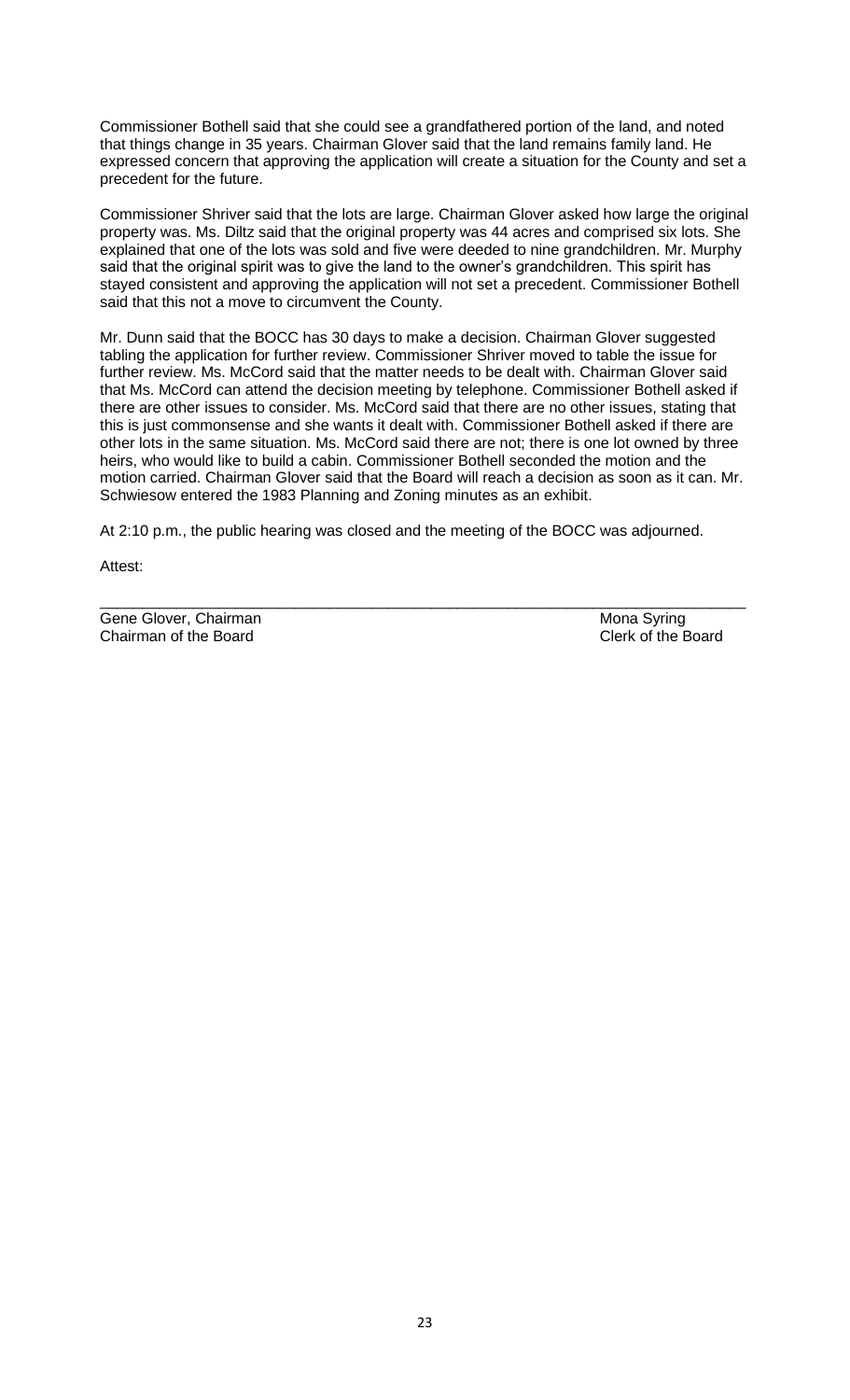Commissioner Bothell said that she could see a grandfathered portion of the land, and noted that things change in 35 years. Chairman Glover said that the land remains family land. He expressed concern that approving the application will create a situation for the County and set a precedent for the future.

Commissioner Shriver said that the lots are large. Chairman Glover asked how large the original property was. Ms. Diltz said that the original property was 44 acres and comprised six lots. She explained that one of the lots was sold and five were deeded to nine grandchildren. Mr. Murphy said that the original spirit was to give the land to the owner's grandchildren. This spirit has stayed consistent and approving the application will not set a precedent. Commissioner Bothell said that this not a move to circumvent the County.

Mr. Dunn said that the BOCC has 30 days to make a decision. Chairman Glover suggested tabling the application for further review. Commissioner Shriver moved to table the issue for further review. Ms. McCord said that the matter needs to be dealt with. Chairman Glover said that Ms. McCord can attend the decision meeting by telephone. Commissioner Bothell asked if there are other issues to consider. Ms. McCord said that there are no other issues, stating that this is just commonsense and she wants it dealt with. Commissioner Bothell asked if there are other lots in the same situation. Ms. McCord said there are not; there is one lot owned by three heirs, who would like to build a cabin. Commissioner Bothell seconded the motion and the motion carried. Chairman Glover said that the Board will reach a decision as soon as it can. Mr. Schwiesow entered the 1983 Planning and Zoning minutes as an exhibit.

At 2:10 p.m., the public hearing was closed and the meeting of the BOCC was adjourned.

Attest:

\_\_\_\_\_\_\_\_\_\_\_\_\_\_\_\_\_\_\_\_\_\_\_\_\_\_\_\_\_\_\_\_\_\_\_\_\_\_\_\_\_\_\_\_\_\_\_\_\_\_\_\_\_\_\_\_\_\_\_\_\_\_\_\_\_\_\_\_\_\_\_\_\_\_\_\_

Gene Glover, Chairman
Chairman of the Board

Mona Syring
Clerk of the Board